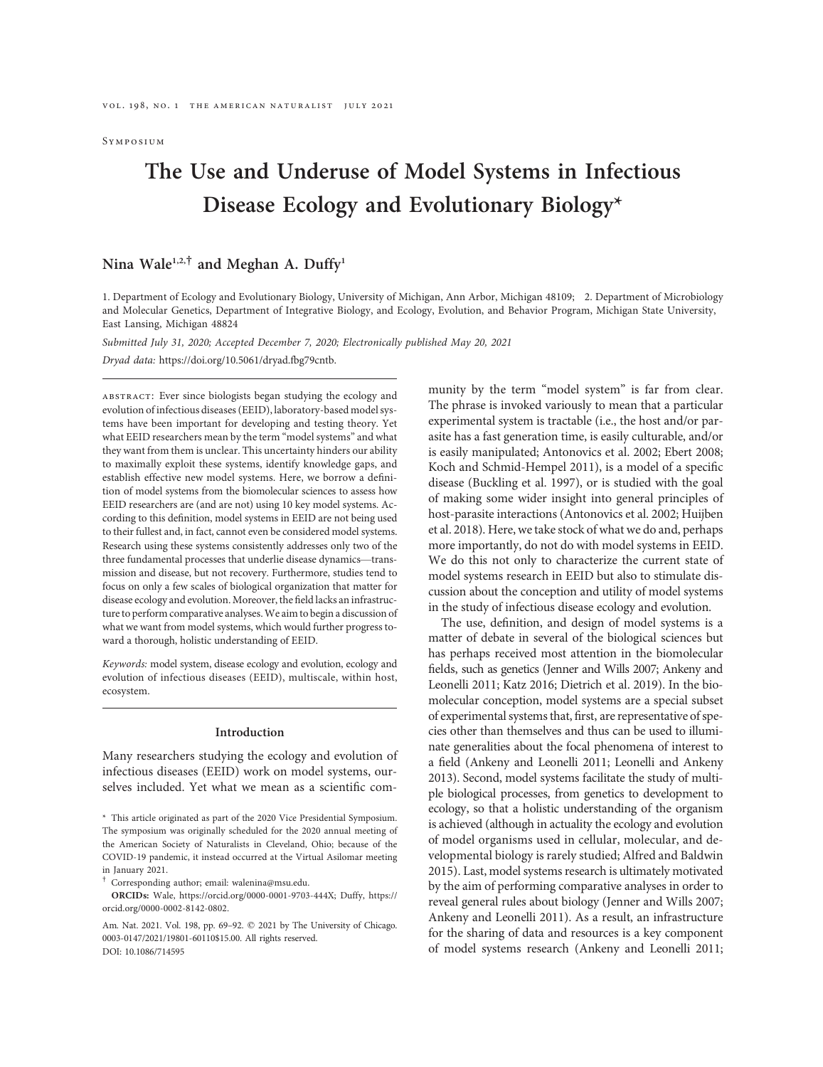Symposium

# The Use and Underuse of Model Systems in Infectious Disease Ecology and Evolutionary Biology*

**Nina Wale[1,2,†] and Meghan A. Duffy[1]**

1. Department of Ecology and Evolutionary Biology, University of Michigan, Ann Arbor, Michigan 48109; 2. Department of Microbiology and Molecular Genetics, Department of Integrative Biology, and Ecology, Evolution, and Behavior Program, Michigan State University, East Lansing, Michigan 48824

*Submitted July 31, 2020; Accepted December 7, 2020; Electronically published May 20, 2021*

*Dryad data:* https://doi.org/10.5061/dryad.fbg79cntb.

abstract: Ever since biologists began studying the ecology and evolution of infectious diseases (EEID), laboratory-based model systems have been important for developing and testing theory. Yet what EEID researchers mean by the term "model systems" and what they want from them is unclear. This uncertainty hinders our ability to maximally exploit these systems, identify knowledge gaps, and establish effective new model systems. Here, we borrow a definition of model systems from the biomolecular sciences to assess how EEID researchers are (and are not) using 10 key model systems. According to this definition, model systems in EEID are not being used to their fullest and, in fact, cannot even be considered model systems. Research using these systems consistently addresses only two of the three fundamental processes that underlie disease dynamics—transmission and disease, but not recovery. Furthermore, studies tend to focus on only a few scales of biological organization that matter for disease ecology and evolution. Moreover, the field lacks an infrastructure to perform comparative analyses. We aim to begin a discussion of what we want from model systems, which would further progress toward a thorough, holistic understanding of EEID.

*Keywords:* model system, disease ecology and evolution, ecology and evolution of infectious diseases (EEID), multiscale, within host, ecosystem.

## Introduction

Many researchers studying the ecology and evolution of infectious diseases (EEID) work on model systems, ourselves included. Yet what we mean as a scientific community by the term "model system" is far from clear. The phrase is invoked variously to mean that a particular experimental system is tractable (i.e., the host and/or parasite has a fast generation time, is easily culturable, and/or is easily manipulated; Antonovics et al. 2002; Ebert 2008; Koch and Schmid-Hempel 2011), is a model of a specific disease (Buckling et al. 1997), or is studied with the goal of making some wider insight into general principles of host-parasite interactions (Antonovics et al. 2002; Huijben et al. 2018). Here, we take stock of what we do and, perhaps more importantly, do not do with model systems in EEID. We do this not only to characterize the current state of model systems research in EEID but also to stimulate discussion about the conception and utility of model systems in the study of infectious disease ecology and evolution.

The use, definition, and design of model systems is a matter of debate in several of the biological sciences but has perhaps received most attention in the biomolecular fields, such as genetics (Jenner and Wills 2007; Ankeny and Leonelli 2011; Katz 2016; Dietrich et al. 2019). In the biomolecular conception, model systems are a special subset of experimental systems that, first, are representative of species other than themselves and thus can be used to illuminate generalities about the focal phenomena of interest to a field (Ankeny and Leonelli 2011; Leonelli and Ankeny 2013). Second, model systems facilitate the study of multiple biological processes, from genetics to development to ecology, so that a holistic understanding of the organism is achieved (although in actuality the ecology and evolution of model organisms used in cellular, molecular, and developmental biology is rarely studied; Alfred and Baldwin 2015). Last, model systems research is ultimately motivated by the aim of performing comparative analyses in order to reveal general rules about biology (Jenner and Wills 2007; Ankeny and Leonelli 2011). As a result, an infrastructure for the sharing of data and resources is a key component of model systems research (Ankeny and Leonelli 2011;

\* This article originated as part of the 2020 Vice Presidential Symposium. The symposium was originally scheduled for the 2020 annual meeting of the American Society of Naturalists in Cleveland, Ohio; because of the COVID-19 pandemic, it instead occurred at the Virtual Asilomar meeting in January 2021.

† Corresponding author; email: walenina@msu.edu.

**ORCIDs:** Wale, https://orcid.org/0000-0001-9703-444X; Duffy, https://orcid.org/0000-0002-8142-0802.

Am. Nat. 2021. Vol. 198, pp. 69–92. © 2021 by The University of Chicago. 0003-0147/2021/19801-60110$15.00. All rights reserved.
DOI: 10.1086/714595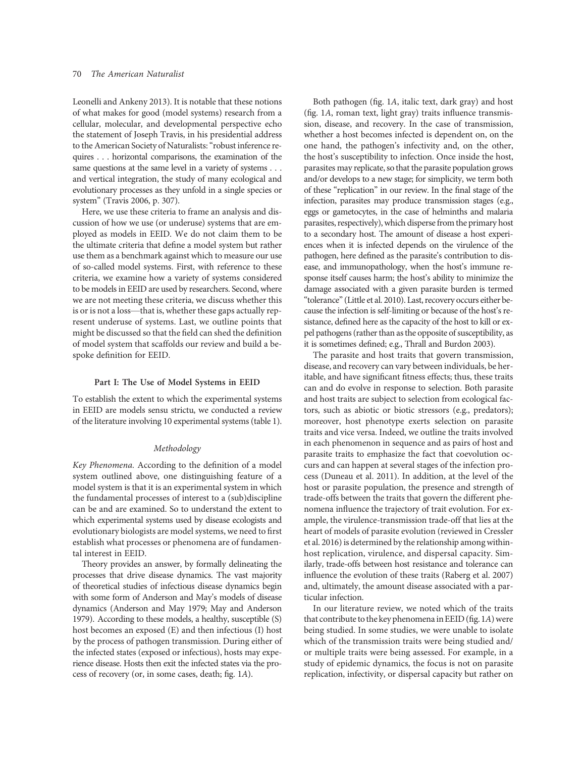Leonelli and Ankeny 2013). It is notable that these notions of what makes for good (model systems) research from a cellular, molecular, and developmental perspective echo the statement of Joseph Travis, in his presidential address to the American Society of Naturalists: "robust inference requires . . . horizontal comparisons, the examination of the same questions at the same level in a variety of systems . . . and vertical integration, the study of many ecological and evolutionary processes as they unfold in a single species or system" (Travis 2006, p. 307).

Here, we use these criteria to frame an analysis and discussion of how we use (or underuse) systems that are employed as models in EEID. We do not claim them to be the ultimate criteria that define a model system but rather use them as a benchmark against which to measure our use of so-called model systems. First, with reference to these criteria, we examine how a variety of systems considered to be models in EEID are used by researchers. Second, where we are not meeting these criteria, we discuss whether this is or is not a loss—that is, whether these gaps actually represent underuse of systems. Last, we outline points that might be discussed so that the field can shed the definition of model system that scaffolds our review and build a bespoke definition for EEID.

## Part I: The Use of Model Systems in EEID

To establish the extent to which the experimental systems in EEID are models sensu strictu, we conducted a review of the literature involving 10 experimental systems (table 1).

### *Methodology*

*Key Phenomena.* According to the definition of a model system outlined above, one distinguishing feature of a model system is that it is an experimental system in which the fundamental processes of interest to a (sub)discipline can be and are examined. So to understand the extent to which experimental systems used by disease ecologists and evolutionary biologists are model systems, we need to first establish what processes or phenomena are of fundamental interest in EEID.

Theory provides an answer, by formally delineating the processes that drive disease dynamics. The vast majority of theoretical studies of infectious disease dynamics begin with some form of Anderson and May's models of disease dynamics (Anderson and May 1979; May and Anderson 1979). According to these models, a healthy, susceptible (S) host becomes an exposed (E) and then infectious (I) host by the process of pathogen transmission. During either of the infected states (exposed or infectious), hosts may experience disease. Hosts then exit the infected states via the process of recovery (or, in some cases, death; fig. 1*A*).

Both pathogen (fig. 1*A*, italic text, dark gray) and host (fig. 1*A*, roman text, light gray) traits influence transmission, disease, and recovery. In the case of transmission, whether a host becomes infected is dependent on, on the one hand, the pathogen's infectivity and, on the other, the host's susceptibility to infection. Once inside the host, parasites may replicate, so that the parasite population grows and/or develops to a new stage; for simplicity, we term both of these "replication" in our review. In the final stage of the infection, parasites may produce transmission stages (e.g., eggs or gametocytes, in the case of helminths and malaria parasites, respectively), which disperse from the primary host to a secondary host. The amount of disease a host experiences when it is infected depends on the virulence of the pathogen, here defined as the parasite's contribution to disease, and immunopathology, when the host's immune response itself causes harm; the host's ability to minimize the damage associated with a given parasite burden is termed "tolerance" (Little et al. 2010). Last, recovery occurs either because the infection is self-limiting or because of the host's resistance, defined here as the capacity of the host to kill or expel pathogens (rather than as the opposite of susceptibility, as it is sometimes defined; e.g., Thrall and Burdon 2003).

The parasite and host traits that govern transmission, disease, and recovery can vary between individuals, be heritable, and have significant fitness effects; thus, these traits can and do evolve in response to selection. Both parasite and host traits are subject to selection from ecological factors, such as abiotic or biotic stressors (e.g., predators); moreover, host phenotype exerts selection on parasite traits and vice versa. Indeed, we outline the traits involved in each phenomenon in sequence and as pairs of host and parasite traits to emphasize the fact that coevolution occurs and can happen at several stages of the infection process (Duneau et al. 2011). In addition, at the level of the host or parasite population, the presence and strength of trade-offs between the traits that govern the different phenomena influence the trajectory of trait evolution. For example, the virulence-transmission trade-off that lies at the heart of models of parasite evolution (reviewed in Cressler et al. 2016) is determined by the relationship among within-host replication, virulence, and dispersal capacity. Similarly, trade-offs between host resistance and tolerance can influence the evolution of these traits (Raberg et al. 2007) and, ultimately, the amount disease associated with a particular infection.

In our literature review, we noted which of the traits that contribute to the key phenomena in EEID (fig. 1*A*) were being studied. In some studies, we were unable to isolate which of the transmission traits were being studied and/or multiple traits were being assessed. For example, in a study of epidemic dynamics, the focus is not on parasite replication, infectivity, or dispersal capacity but rather on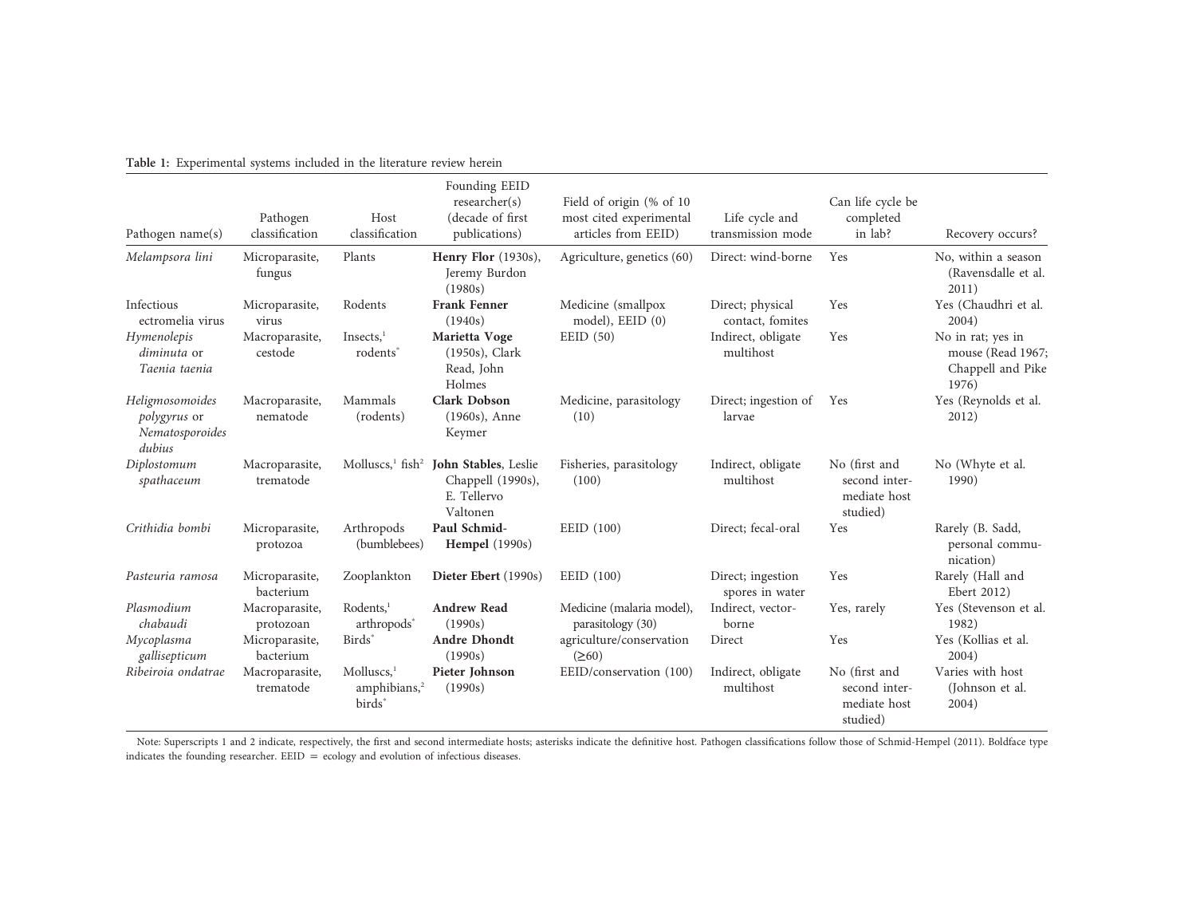**Table 1:** Experimental systems included in the literature review herein

| Pathogen name(s) | Pathogen classification | Host classification | Founding EEID researcher(s) (decade of first publications) | Field of origin (% of 10 most cited experimental articles from EEID) | Life cycle and transmission mode | Can life cycle be completed in lab? | Recovery occurs? |
|---|---|---|---|---|---|---|---|
| *Melampsora lini* | Microparasite, fungus | Plants | **Henry Flor** (1930s), Jeremy Burdon (1980s) | Agriculture, genetics (60) | Direct: wind-borne | Yes | No, within a season (Ravensdalle et al. 2011) |
| Infectious ectromelia virus | Microparasite, virus | Rodents | **Frank Fenner** (1940s) | Medicine (smallpox model), EEID (0) | Direct; physical contact, fomites | Yes | Yes (Chaudhri et al. 2004) |
| *Hymenolepis diminuta* or *Taenia taenia* | Macroparasite, cestode | Insects,[1] rodents[*] | **Marietta Voge** (1950s), Clark Read, John Holmes | EEID (50) | Indirect, obligate multihost | Yes | No in rat; yes in mouse (Read 1967; Chappell and Pike 1976) |
| *Heligmosomoides polygyrus* or *Nematosporoides dubius* | Macroparasite, nematode | Mammals (rodents) | **Clark Dobson** (1960s), Anne Keymer | Medicine, parasitology (10) | Direct; ingestion of larvae | Yes | Yes (Reynolds et al. 2012) |
| *Diplostomum spathaceum* | Macroparasite, trematode | Molluscs,[1] fish[2] | **John Stables**, Leslie Chappell (1990s), E. Tellervo Valtonen | Fisheries, parasitology (100) | Indirect, obligate multihost | No (first and second intermediate host studied) | No (Whyte et al. 1990) |
| *Crithidia bombi* | Microparasite, protozoa | Arthropods (bumblebees) | **Paul Schmid-Hempel** (1990s) | EEID (100) | Direct; fecal-oral | Yes | Rarely (B. Sadd, personal communication) |
| *Pasteuria ramosa* | Microparasite, bacterium | Zooplankton | **Dieter Ebert** (1990s) | EEID (100) | Direct; ingestion spores in water | Yes | Rarely (Hall and Ebert 2012) |
| *Plasmodium chabaudi* | Macroparasite, protozoan | Rodents,[1] arthropods[*] | **Andrew Read** (1990s) | Medicine (malaria model), parasitology (30) | Indirect, vector-borne | Yes, rarely | Yes (Stevenson et al. 1982) |
| *Mycoplasma gallisepticum* | Microparasite, bacterium | Birds[*] | **Andre Dhondt** (1990s) | agriculture/conservation (≥60) | Direct | Yes | Yes (Kollias et al. 2004) |
| *Ribeiroia ondatrae* | Macroparasite, trematode | Molluscs,[1] amphibians,[2] birds[*] | **Pieter Johnson** (1990s) | EEID/conservation (100) | Indirect, obligate multihost | No (first and second intermediate host studied) | Varies with host (Johnson et al. 2004) |

Note: Superscripts 1 and 2 indicate, respectively, the first and second intermediate hosts; asterisks indicate the definitive host. Pathogen classifications follow those of Schmid-Hempel (2011). Boldface type indicates the founding researcher. EEID = ecology and evolution of infectious diseases.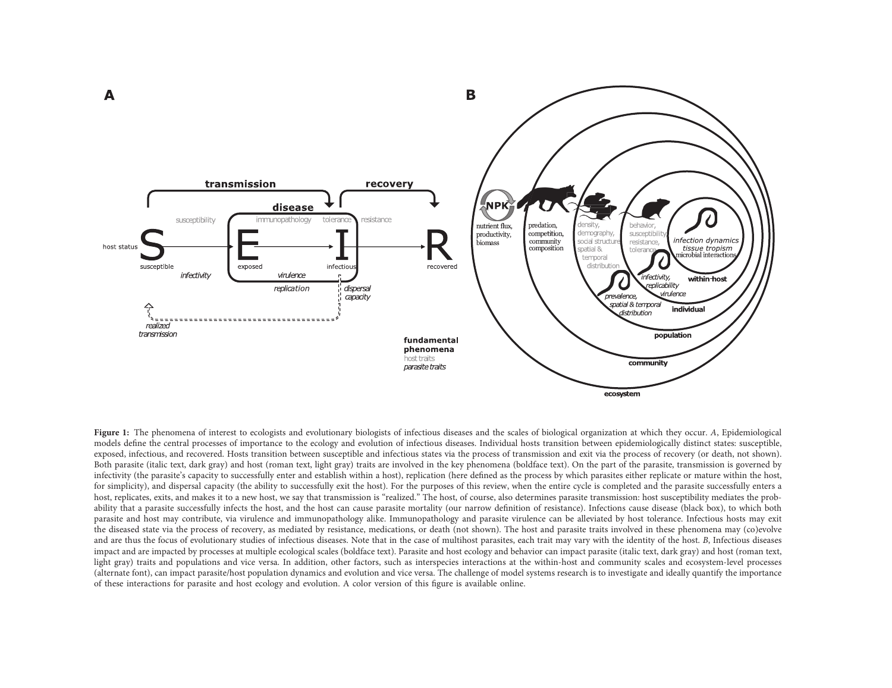**Figure 1:** The phenomena of interest to ecologists and evolutionary biologists of infectious diseases and the scales of biological organization at which they occur. *A*, Epidemiological models define the central processes of importance to the ecology and evolution of infectious diseases. Individual hosts transition between epidemiologically distinct states: susceptible, exposed, infectious, and recovered. Hosts transition between susceptible and infectious states via the process of transmission and exit via the process of recovery (or death, not shown). Both parasite (italic text, dark gray) and host (roman text, light gray) traits are involved in the key phenomena (boldface text). On the part of the parasite, transmission is governed by infectivity (the parasite's capacity to successfully enter and establish within a host), replication (here defined as the process by which parasites either replicate or mature within the host, for simplicity), and dispersal capacity (the ability to successfully exit the host). For the purposes of this review, when the entire cycle is completed and the parasite successfully enters a host, replicates, exits, and makes it to a new host, we say that transmission is "realized." The host, of course, also determines parasite transmission: host susceptibility mediates the probability that a parasite successfully infects the host, and the host can cause parasite mortality (our narrow definition of resistance). Infections cause disease (black box), to which both parasite and host may contribute, via virulence and immunopathology alike. Immunopathology and parasite virulence can be alleviated by host tolerance. Infectious hosts may exit the diseased state via the process of recovery, as mediated by resistance, medications, or death (not shown). The host and parasite traits involved in these phenomena may (co)evolve and are thus the focus of evolutionary studies of infectious diseases. Note that in the case of multihost parasites, each trait may vary with the identity of the host. *B*, Infectious diseases impact and are impacted by processes at multiple ecological scales (boldface text). Parasite and host ecology and behavior can impact parasite (italic text, dark gray) and host (roman text, light gray) traits and populations and vice versa. In addition, other factors, such as interspecies interactions at the within-host and community scales and ecosystem-level processes (alternate font), can impact parasite/host population dynamics and evolution and vice versa. The challenge of model systems research is to investigate and ideally quantify the importance of these interactions for parasite and host ecology and evolution. A color version of this figure is available online.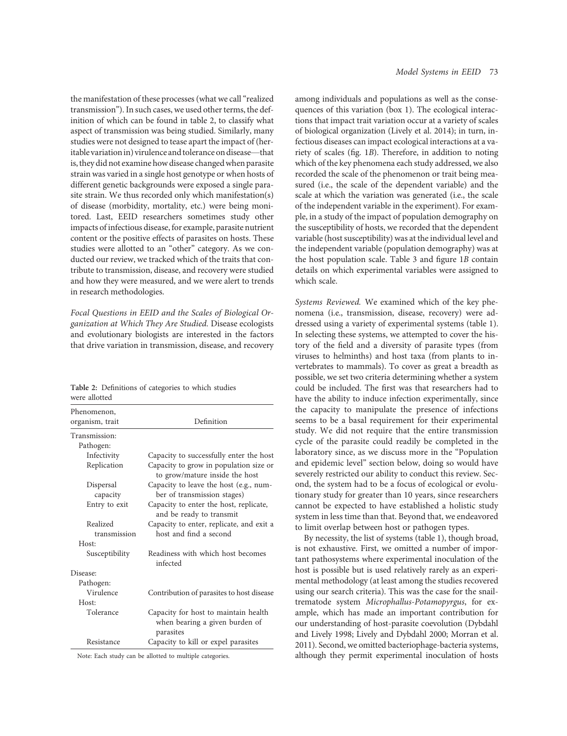the manifestation of these processes (what we call "realized transmission"). In such cases, we used other terms, the definition of which can be found in table 2, to classify what aspect of transmission was being studied. Similarly, many studies were not designed to tease apart the impact of (heritable variation in) virulence and tolerance on disease—that is, they did not examine how disease changed when parasite strain was varied in a single host genotype or when hosts of different genetic backgrounds were exposed a single parasite strain. We thus recorded only which manifestation(s) of disease (morbidity, mortality, etc.) were being monitored. Last, EEID researchers sometimes study other impacts of infectious disease, for example, parasite nutrient content or the positive effects of parasites on hosts. These studies were allotted to an "other" category. As we conducted our review, we tracked which of the traits that contribute to transmission, disease, and recovery were studied and how they were measured, and we were alert to trends in research methodologies.

*Focal Questions in EEID and the Scales of Biological Organization at Which They Are Studied.* Disease ecologists and evolutionary biologists are interested in the factors that drive variation in transmission, disease, and recovery among individuals and populations as well as the consequences of this variation (box 1). The ecological interactions that impact trait variation occur at a variety of scales of biological organization (Lively et al. 2014); in turn, infectious diseases can impact ecological interactions at a variety of scales (fig. 1*B*). Therefore, in addition to noting which of the key phenomena each study addressed, we also recorded the scale of the phenomenon or trait being measured (i.e., the scale of the dependent variable) and the scale at which the variation was generated (i.e., the scale of the independent variable in the experiment). For example, in a study of the impact of population demography on the susceptibility of hosts, we recorded that the dependent variable (host susceptibility) was at the individual level and the independent variable (population demography) was at the host population scale. Table 3 and figure 1*B* contain details on which experimental variables were assigned to which scale.

**Table 2:** Definitions of categories to which studies were allotted

| Phenomenon, organism, trait | Definition |
|---|---|
| Transmission: | |
| Pathogen: | |
| Infectivity | Capacity to successfully enter the host |
| Replication | Capacity to grow in population size or to grow/mature inside the host |
| Dispersal capacity | Capacity to leave the host (e.g., number of transmission stages) |
| Entry to exit | Capacity to enter the host, replicate, and be ready to transmit |
| Realized transmission | Capacity to enter, replicate, and exit a host and find a second |
| Host: | |
| Susceptibility | Readiness with which host becomes infected |
| Disease: | |
| Pathogen: | |
| Virulence | Contribution of parasites to host disease |
| Host: | |
| Tolerance | Capacity for host to maintain health when bearing a given burden of parasites |
| Resistance | Capacity to kill or expel parasites |

Note: Each study can be allotted to multiple categories.

*Systems Reviewed.* We examined which of the key phenomena (i.e., transmission, disease, recovery) were addressed using a variety of experimental systems (table 1). In selecting these systems, we attempted to cover the history of the field and a diversity of parasite types (from viruses to helminths) and host taxa (from plants to invertebrates to mammals). To cover as great a breadth as possible, we set two criteria determining whether a system could be included. The first was that researchers had to have the ability to induce infection experimentally, since the capacity to manipulate the presence of infections seems to be a basal requirement for their experimental study. We did not require that the entire transmission cycle of the parasite could readily be completed in the laboratory since, as we discuss more in the "Population and epidemic level" section below, doing so would have severely restricted our ability to conduct this review. Second, the system had to be a focus of ecological or evolutionary study for greater than 10 years, since researchers cannot be expected to have established a holistic study system in less time than that. Beyond that, we endeavored to limit overlap between host or pathogen types.

By necessity, the list of systems (table 1), though broad, is not exhaustive. First, we omitted a number of important pathosystems where experimental inoculation of the host is possible but is used relatively rarely as an experimental methodology (at least among the studies recovered using our search criteria). This was the case for the snail-trematode system *Microphallus-Potamopyrgus*, for example, which has made an important contribution for our understanding of host-parasite coevolution (Dybdahl and Lively 1998; Lively and Dybdahl 2000; Morran et al. 2011). Second, we omitted bacteriophage-bacteria systems, although they permit experimental inoculation of hosts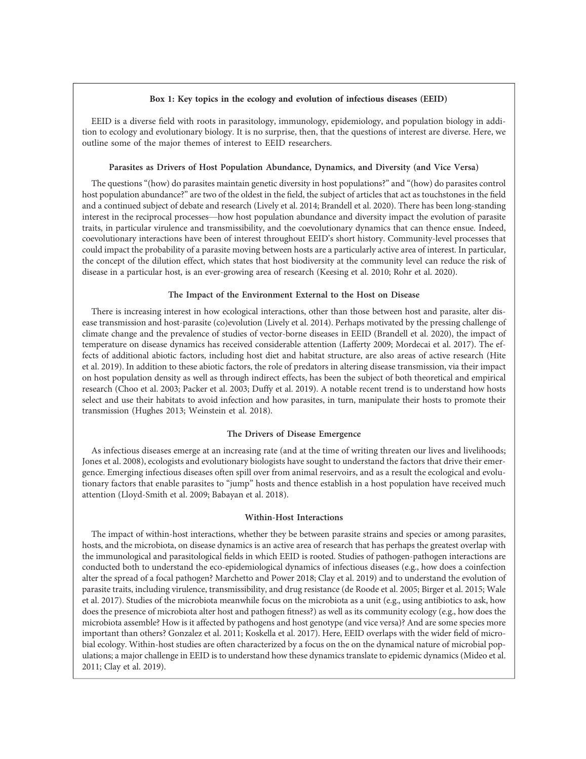### Box 1: Key topics in the ecology and evolution of infectious diseases (EEID)

EEID is a diverse field with roots in parasitology, immunology, epidemiology, and population biology in addition to ecology and evolutionary biology. It is no surprise, then, that the questions of interest are diverse. Here, we outline some of the major themes of interest to EEID researchers.

#### Parasites as Drivers of Host Population Abundance, Dynamics, and Diversity (and Vice Versa)

The questions "(how) do parasites maintain genetic diversity in host populations?" and "(how) do parasites control host population abundance?" are two of the oldest in the field, the subject of articles that act as touchstones in the field and a continued subject of debate and research (Lively et al. 2014; Brandell et al. 2020). There has been long-standing interest in the reciprocal processes—how host population abundance and diversity impact the evolution of parasite traits, in particular virulence and transmissibility, and the coevolutionary dynamics that can thence ensue. Indeed, coevolutionary interactions have been of interest throughout EEID's short history. Community-level processes that could impact the probability of a parasite moving between hosts are a particularly active area of interest. In particular, the concept of the dilution effect, which states that host biodiversity at the community level can reduce the risk of disease in a particular host, is an ever-growing area of research (Keesing et al. 2010; Rohr et al. 2020).

#### The Impact of the Environment External to the Host on Disease

There is increasing interest in how ecological interactions, other than those between host and parasite, alter disease transmission and host-parasite (co)evolution (Lively et al. 2014). Perhaps motivated by the pressing challenge of climate change and the prevalence of studies of vector-borne diseases in EEID (Brandell et al. 2020), the impact of temperature on disease dynamics has received considerable attention (Lafferty 2009; Mordecai et al. 2017). The effects of additional abiotic factors, including host diet and habitat structure, are also areas of active research (Hite et al. 2019). In addition to these abiotic factors, the role of predators in altering disease transmission, via their impact on host population density as well as through indirect effects, has been the subject of both theoretical and empirical research (Choo et al. 2003; Packer et al. 2003; Duffy et al. 2019). A notable recent trend is to understand how hosts select and use their habitats to avoid infection and how parasites, in turn, manipulate their hosts to promote their transmission (Hughes 2013; Weinstein et al. 2018).

#### The Drivers of Disease Emergence

As infectious diseases emerge at an increasing rate (and at the time of writing threaten our lives and livelihoods; Jones et al. 2008), ecologists and evolutionary biologists have sought to understand the factors that drive their emergence. Emerging infectious diseases often spill over from animal reservoirs, and as a result the ecological and evolutionary factors that enable parasites to "jump" hosts and thence establish in a host population have received much attention (Lloyd-Smith et al. 2009; Babayan et al. 2018).

#### Within-Host Interactions

The impact of within-host interactions, whether they be between parasite strains and species or among parasites, hosts, and the microbiota, on disease dynamics is an active area of research that has perhaps the greatest overlap with the immunological and parasitological fields in which EEID is rooted. Studies of pathogen-pathogen interactions are conducted both to understand the eco-epidemiological dynamics of infectious diseases (e.g., how does a coinfection alter the spread of a focal pathogen? Marchetto and Power 2018; Clay et al. 2019) and to understand the evolution of parasite traits, including virulence, transmissibility, and drug resistance (de Roode et al. 2005; Birger et al. 2015; Wale et al. 2017). Studies of the microbiota meanwhile focus on the microbiota as a unit (e.g., using antibiotics to ask, how does the presence of microbiota alter host and pathogen fitness?) as well as its community ecology (e.g., how does the microbiota assemble? How is it affected by pathogens and host genotype (and vice versa)? And are some species more important than others? Gonzalez et al. 2011; Koskella et al. 2017). Here, EEID overlaps with the wider field of microbial ecology. Within-host studies are often characterized by a focus on the on the dynamical nature of microbial populations; a major challenge in EEID is to understand how these dynamics translate to epidemic dynamics (Mideo et al. 2011; Clay et al. 2019).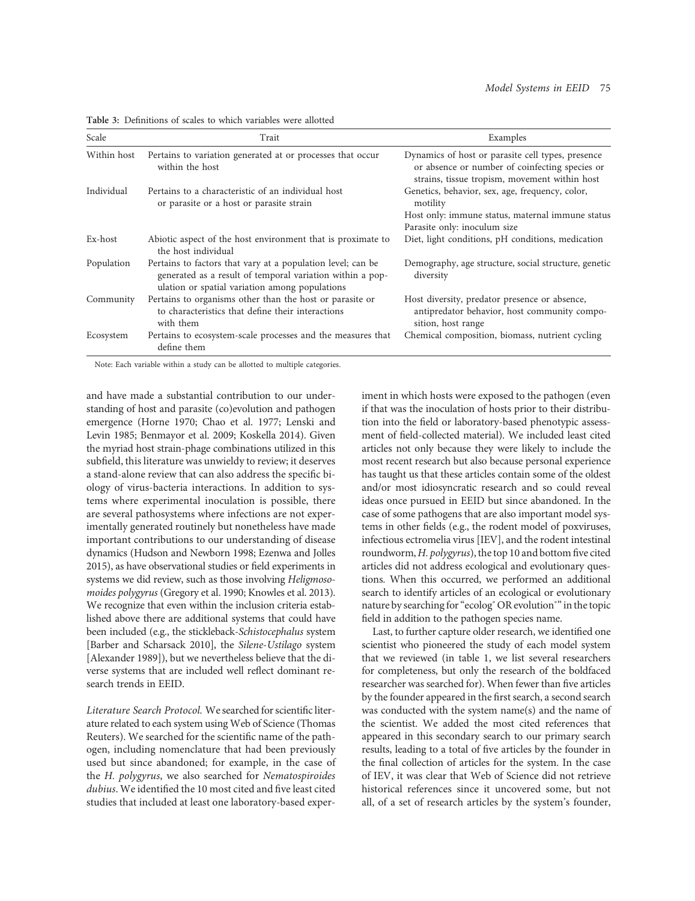**Table 3:** Definitions of scales to which variables were allotted

| Scale | Trait | Examples |
|---|---|---|
| Within host | Pertains to variation generated at or processes that occur within the host | Dynamics of host or parasite cell types, presence or absence or number of coinfecting species or strains, tissue tropism, movement within host |
| Individual | Pertains to a characteristic of an individual host or parasite or a host or parasite strain | Genetics, behavior, sex, age, frequency, color, motility<br>Host only: immune status, maternal immune status<br>Parasite only: inoculum size |
| Ex-host | Abiotic aspect of the host environment that is proximate to the host individual | Diet, light conditions, pH conditions, medication |
| Population | Pertains to factors that vary at a population level; can be generated as a result of temporal variation within a population or spatial variation among populations | Demography, age structure, social structure, genetic diversity |
| Community | Pertains to organisms other than the host or parasite or to characteristics that define their interactions with them | Host diversity, predator presence or absence, antipredator behavior, host community composition, host range |
| Ecosystem | Pertains to ecosystem-scale processes and the measures that define them | Chemical composition, biomass, nutrient cycling |

Note: Each variable within a study can be allotted to multiple categories.

and have made a substantial contribution to our understanding of host and parasite (co)evolution and pathogen emergence (Horne 1970; Chao et al. 1977; Lenski and Levin 1985; Benmayor et al. 2009; Koskella 2014). Given the myriad host strain-phage combinations utilized in this subfield, this literature was unwieldy to review; it deserves a stand-alone review that can also address the specific biology of virus-bacteria interactions. In addition to systems where experimental inoculation is possible, there are several pathosystems where infections are not experimentally generated routinely but nonetheless have made important contributions to our understanding of disease dynamics (Hudson and Newborn 1998; Ezenwa and Jolles 2015), as have observational studies or field experiments in systems we did review, such as those involving *Heligmosomoides polygyrus* (Gregory et al. 1990; Knowles et al. 2013). We recognize that even within the inclusion criteria established above there are additional systems that could have been included (e.g., the stickleback-*Schistocephalus* system [Barber and Scharsack 2010], the *Silene-Ustilago* system [Alexander 1989]), but we nevertheless believe that the diverse systems that are included well reflect dominant research trends in EEID.

*Literature Search Protocol.* We searched for scientific literature related to each system using Web of Science (Thomas Reuters). We searched for the scientific name of the pathogen, including nomenclature that had been previously used but since abandoned; for example, in the case of the *H. polygyrus*, we also searched for *Nematospiroides dubius*. We identified the 10 most cited and five least cited studies that included at least one laboratory-based experiment in which hosts were exposed to the pathogen (even if that was the inoculation of hosts prior to their distribution into the field or laboratory-based phenotypic assessment of field-collected material). We included least cited articles not only because they were likely to include the most recent research but also because personal experience has taught us that these articles contain some of the oldest and/or most idiosyncratic research and so could reveal ideas once pursued in EEID but since abandoned. In the case of some pathogens that are also important model systems in other fields (e.g., the rodent model of poxviruses, infectious ectromelia virus [IEV], and the rodent intestinal roundworm, *H. polygyrus*), the top 10 and bottom five cited articles did not address ecological and evolutionary questions. When this occurred, we performed an additional search to identify articles of an ecological or evolutionary nature by searching for "ecolog* OR evolution*" in the topic field in addition to the pathogen species name.

Last, to further capture older research, we identified one scientist who pioneered the study of each model system that we reviewed (in table 1, we list several researchers for completeness, but only the research of the boldfaced researcher was searched for). When fewer than five articles by the founder appeared in the first search, a second search was conducted with the system name(s) and the name of the scientist. We added the most cited references that appeared in this secondary search to our primary search results, leading to a total of five articles by the founder in the final collection of articles for the system. In the case of IEV, it was clear that Web of Science did not retrieve historical references since it uncovered some, but not all, of a set of research articles by the system's founder,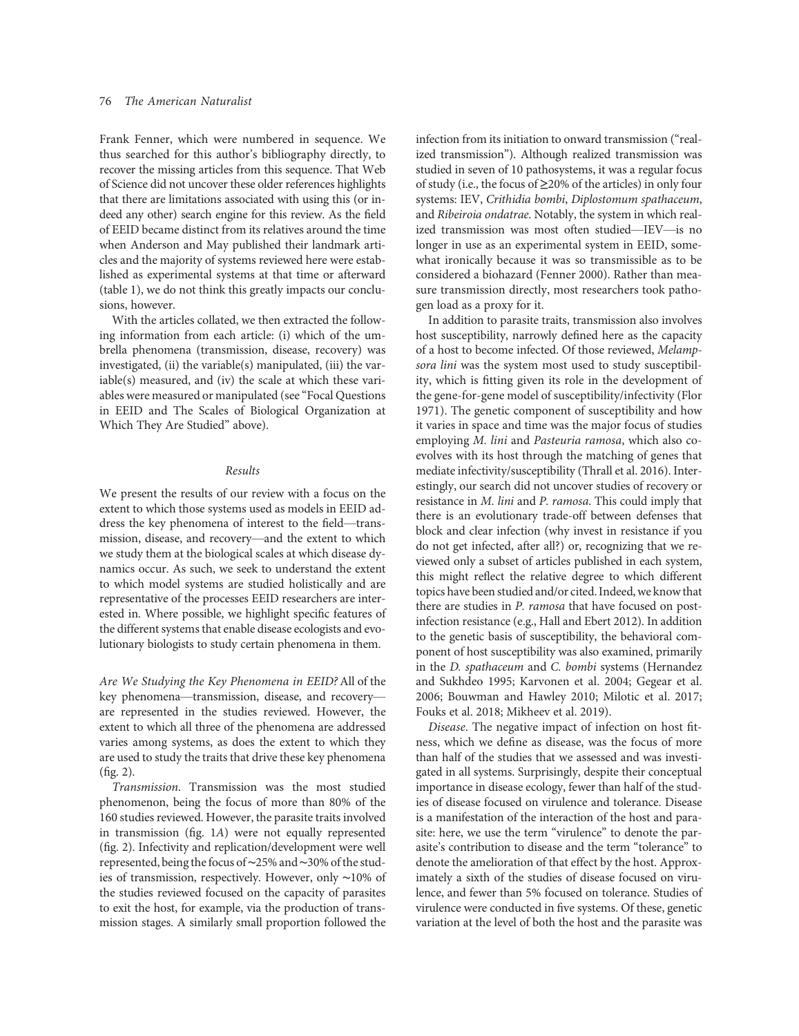Frank Fenner, which were numbered in sequence. We thus searched for this author's bibliography directly, to recover the missing articles from this sequence. That Web of Science did not uncover these older references highlights that there are limitations associated with using this (or indeed any other) search engine for this review. As the field of EEID became distinct from its relatives around the time when Anderson and May published their landmark articles and the majority of systems reviewed here were established as experimental systems at that time or afterward (table 1), we do not think this greatly impacts our conclusions, however.

With the articles collated, we then extracted the following information from each article: (i) which of the umbrella phenomena (transmission, disease, recovery) was investigated, (ii) the variable(s) manipulated, (iii) the variable(s) measured, and (iv) the scale at which these variables were measured or manipulated (see "Focal Questions in EEID and The Scales of Biological Organization at Which They Are Studied" above).

## Results

We present the results of our review with a focus on the extent to which those systems used as models in EEID address the key phenomena of interest to the field—transmission, disease, and recovery—and the extent to which we study them at the biological scales at which disease dynamics occur. As such, we seek to understand the extent to which model systems are studied holistically and are representative of the processes EEID researchers are interested in. Where possible, we highlight specific features of the different systems that enable disease ecologists and evolutionary biologists to study certain phenomena in them.

*Are We Studying the Key Phenomena in EEID?* All of the key phenomena—transmission, disease, and recovery—are represented in the studies reviewed. However, the extent to which all three of the phenomena are addressed varies among systems, as does the extent to which they are used to study the traits that drive these key phenomena (fig. 2).

*Transmission*. Transmission was the most studied phenomenon, being the focus of more than 80% of the 160 studies reviewed. However, the parasite traits involved in transmission (fig. 1*A*) were not equally represented (fig. 2). Infectivity and replication/development were well represented, being the focus of ~25% and ~30% of the studies of transmission, respectively. However, only ~10% of the studies reviewed focused on the capacity of parasites to exit the host, for example, via the production of transmission stages. A similarly small proportion followed the infection from its initiation to onward transmission ("realized transmission"). Although realized transmission was studied in seven of 10 pathosystems, it was a regular focus of study (i.e., the focus of ≥20% of the articles) in only four systems: IEV, *Crithidia bombi*, *Diplostomum spathaceum*, and *Ribeiroia ondatrae*. Notably, the system in which realized transmission was most often studied—IEV—is no longer in use as an experimental system in EEID, somewhat ironically because it was so transmissible as to be considered a biohazard (Fenner 2000). Rather than measure transmission directly, most researchers took pathogen load as a proxy for it.

In addition to parasite traits, transmission also involves host susceptibility, narrowly defined here as the capacity of a host to become infected. Of those reviewed, *Melampsora lini* was the system most used to study susceptibility, which is fitting given its role in the development of the gene-for-gene model of susceptibility/infectivity (Flor 1971). The genetic component of susceptibility and how it varies in space and time was the major focus of studies employing *M. lini* and *Pasteuria ramosa*, which also coevolves with its host through the matching of genes that mediate infectivity/susceptibility (Thrall et al. 2016). Interestingly, our search did not uncover studies of recovery or resistance in *M. lini* and *P. ramosa*. This could imply that there is an evolutionary trade-off between defenses that block and clear infection (why invest in resistance if you do not get infected, after all?) or, recognizing that we reviewed only a subset of articles published in each system, this might reflect the relative degree to which different topics have been studied and/or cited. Indeed, we know that there are studies in *P. ramosa* that have focused on postinfection resistance (e.g., Hall and Ebert 2012). In addition to the genetic basis of susceptibility, the behavioral component of host susceptibility was also examined, primarily in the *D. spathaceum* and *C. bombi* systems (Hernandez and Sukhdeo 1995; Karvonen et al. 2004; Gegear et al. 2006; Bouwman and Hawley 2010; Milotic et al. 2017; Fouks et al. 2018; Mikheev et al. 2019).

*Disease*. The negative impact of infection on host fitness, which we define as disease, was the focus of more than half of the studies that we assessed and was investigated in all systems. Surprisingly, despite their conceptual importance in disease ecology, fewer than half of the studies of disease focused on virulence and tolerance. Disease is a manifestation of the interaction of the host and parasite: here, we use the term "virulence" to denote the parasite's contribution to disease and the term "tolerance" to denote the amelioration of that effect by the host. Approximately a sixth of the studies of disease focused on virulence, and fewer than 5% focused on tolerance. Studies of virulence were conducted in five systems. Of these, genetic variation at the level of both the host and the parasite was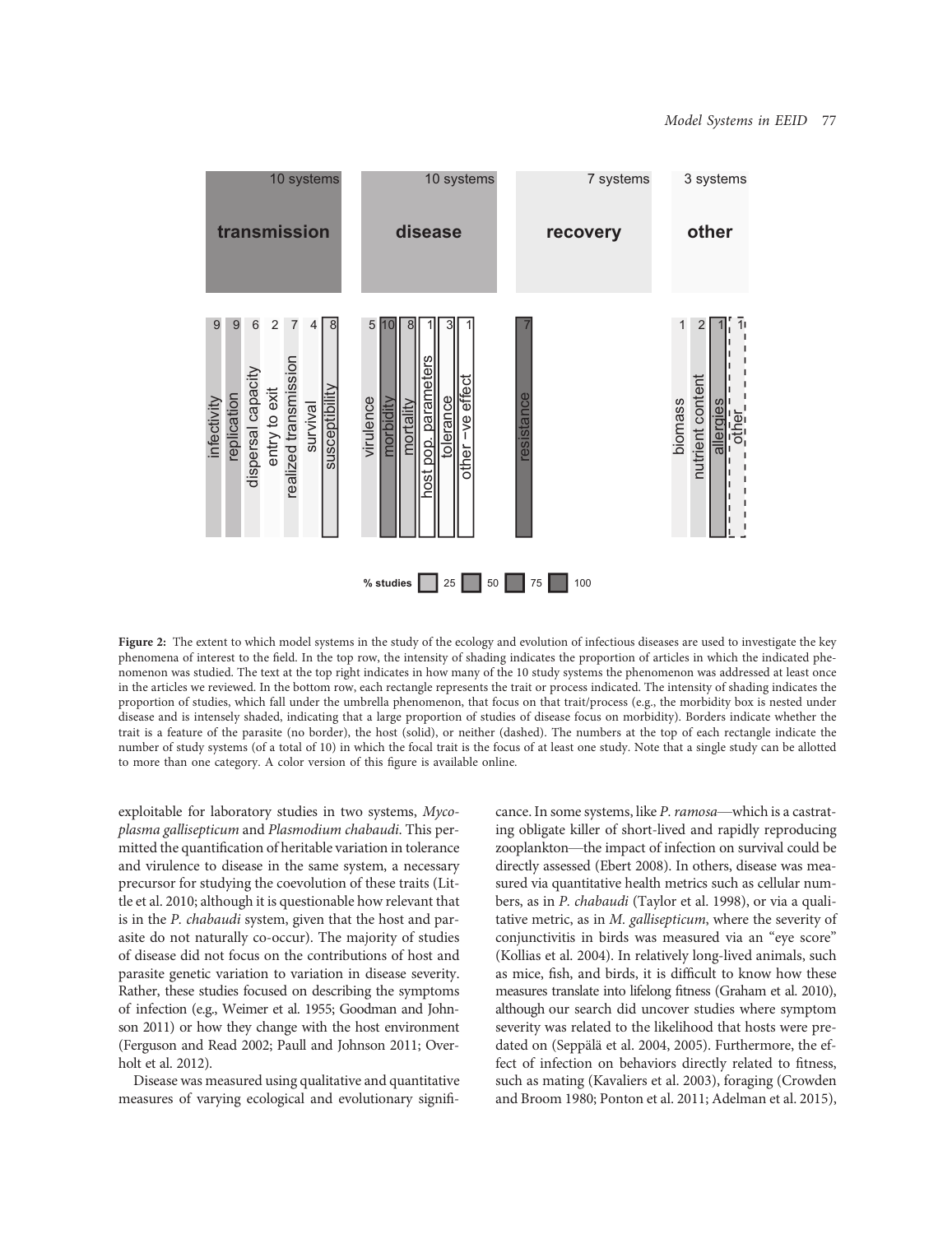Figure 2: The extent to which model systems in the study of the ecology and evolution of infectious diseases are used to investigate the key phenomena of interest to the field. In the top row, the intensity of shading indicates the proportion of articles in which the indicated phenomenon was studied. The text at the top right indicates in how many of the 10 study systems the phenomenon was addressed at least once in the articles we reviewed. In the bottom row, each rectangle represents the trait or process indicated. The intensity of shading indicates the proportion of studies, which fall under the umbrella phenomenon, that focus on that trait/process (e.g., the morbidity box is nested under disease and is intensely shaded, indicating that a large proportion of studies of disease focus on morbidity). Borders indicate whether the trait is a feature of the parasite (no border), the host (solid), or neither (dashed). The numbers at the top of each rectangle indicate the number of study systems (of a total of 10) in which the focal trait is the focus of at least one study. Note that a single study can be allotted to more than one category. A color version of this figure is available online.

exploitable for laboratory studies in two systems, *Mycoplasma gallisepticum* and *Plasmodium chabaudi*. This permitted the quantification of heritable variation in tolerance and virulence to disease in the same system, a necessary precursor for studying the coevolution of these traits (Little et al. 2010; although it is questionable how relevant that is in the *P. chabaudi* system, given that the host and parasite do not naturally co-occur). The majority of studies of disease did not focus on the contributions of host and parasite genetic variation to variation in disease severity. Rather, these studies focused on describing the symptoms of infection (e.g., Weimer et al. 1955; Goodman and Johnson 2011) or how they change with the host environment (Ferguson and Read 2002; Paull and Johnson 2011; Overholt et al. 2012).

Disease was measured using qualitative and quantitative measures of varying ecological and evolutionary significance. In some systems, like *P. ramosa*—which is a castrating obligate killer of short-lived and rapidly reproducing zooplankton—the impact of infection on survival could be directly assessed (Ebert 2008). In others, disease was measured via quantitative health metrics such as cellular numbers, as in *P. chabaudi* (Taylor et al. 1998), or via a qualitative metric, as in *M. gallisepticum*, where the severity of conjunctivitis in birds was measured via an "eye score" (Kollias et al. 2004). In relatively long-lived animals, such as mice, fish, and birds, it is difficult to know how these measures translate into lifelong fitness (Graham et al. 2010), although our search did uncover studies where symptom severity was related to the likelihood that hosts were predated on (Seppälä et al. 2004, 2005). Furthermore, the effect of infection on behaviors directly related to fitness, such as mating (Kavaliers et al. 2003), foraging (Crowden and Broom 1980; Ponton et al. 2011; Adelman et al. 2015),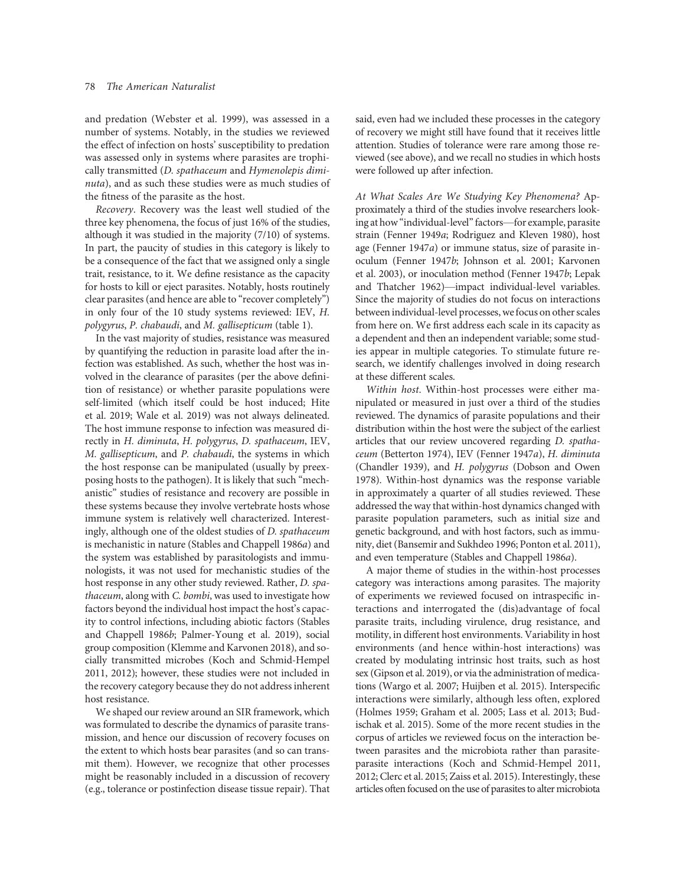and predation (Webster et al. 1999), was assessed in a number of systems. Notably, in the studies we reviewed the effect of infection on hosts' susceptibility to predation was assessed only in systems where parasites are trophically transmitted (*D. spathaceum* and *Hymenolepis diminuta*), and as such these studies were as much studies of the fitness of the parasite as the host.

*Recovery*. Recovery was the least well studied of the three key phenomena, the focus of just 16% of the studies, although it was studied in the majority (7/10) of systems. In part, the paucity of studies in this category is likely to be a consequence of the fact that we assigned only a single trait, resistance, to it. We define resistance as the capacity for hosts to kill or eject parasites. Notably, hosts routinely clear parasites (and hence are able to "recover completely") in only four of the 10 study systems reviewed: IEV, *H. polygyrus*, *P. chabaudi*, and *M. gallisepticum* (table 1).

In the vast majority of studies, resistance was measured by quantifying the reduction in parasite load after the infection was established. As such, whether the host was involved in the clearance of parasites (per the above definition of resistance) or whether parasite populations were self-limited (which itself could be host induced; Hite et al. 2019; Wale et al. 2019) was not always delineated. The host immune response to infection was measured directly in *H. diminuta*, *H. polygyrus*, *D. spathaceum*, IEV, *M. gallisepticum*, and *P. chabaudi*, the systems in which the host response can be manipulated (usually by preexposing hosts to the pathogen). It is likely that such "mechanistic" studies of resistance and recovery are possible in these systems because they involve vertebrate hosts whose immune system is relatively well characterized. Interestingly, although one of the oldest studies of *D. spathaceum* is mechanistic in nature (Stables and Chappell 1986*a*) and the system was established by parasitologists and immunologists, it was not used for mechanistic studies of the host response in any other study reviewed. Rather, *D. spathaceum*, along with *C. bombi*, was used to investigate how factors beyond the individual host impact the host's capacity to control infections, including abiotic factors (Stables and Chappell 1986*b*; Palmer-Young et al. 2019), social group composition (Klemme and Karvonen 2018), and socially transmitted microbes (Koch and Schmid-Hempel 2011, 2012); however, these studies were not included in the recovery category because they do not address inherent host resistance.

We shaped our review around an SIR framework, which was formulated to describe the dynamics of parasite transmission, and hence our discussion of recovery focuses on the extent to which hosts bear parasites (and so can transmit them). However, we recognize that other processes might be reasonably included in a discussion of recovery (e.g., tolerance or postinfection disease tissue repair). That said, even had we included these processes in the category of recovery we might still have found that it receives little attention. Studies of tolerance were rare among those reviewed (see above), and we recall no studies in which hosts were followed up after infection.

*At What Scales Are We Studying Key Phenomena?* Approximately a third of the studies involve researchers looking at how "individual-level" factors—for example, parasite strain (Fenner 1949*a*; Rodriguez and Kleven 1980), host age (Fenner 1947*a*) or immune status, size of parasite inoculum (Fenner 1947*b*; Johnson et al. 2001; Karvonen et al. 2003), or inoculation method (Fenner 1947*b*; Lepak and Thatcher 1962)—impact individual-level variables. Since the majority of studies do not focus on interactions between individual-level processes, we focus on other scales from here on. We first address each scale in its capacity as a dependent and then an independent variable; some studies appear in multiple categories. To stimulate future research, we identify challenges involved in doing research at these different scales.

*Within host*. Within-host processes were either manipulated or measured in just over a third of the studies reviewed. The dynamics of parasite populations and their distribution within the host were the subject of the earliest articles that our review uncovered regarding *D. spathaceum* (Betterton 1974), IEV (Fenner 1947*a*), *H. diminuta* (Chandler 1939), and *H. polygyrus* (Dobson and Owen 1978). Within-host dynamics was the response variable in approximately a quarter of all studies reviewed. These addressed the way that within-host dynamics changed with parasite population parameters, such as initial size and genetic background, and with host factors, such as immunity, diet (Bansemir and Sukhdeo 1996; Ponton et al. 2011), and even temperature (Stables and Chappell 1986*a*).

A major theme of studies in the within-host processes category was interactions among parasites. The majority of experiments we reviewed focused on intraspecific interactions and interrogated the (dis)advantage of focal parasite traits, including virulence, drug resistance, and motility, in different host environments. Variability in host environments (and hence within-host interactions) was created by modulating intrinsic host traits, such as host sex (Gipson et al. 2019), or via the administration of medications (Wargo et al. 2007; Huijben et al. 2015). Interspecific interactions were similarly, although less often, explored (Holmes 1959; Graham et al. 2005; Lass et al. 2013; Budischak et al. 2015). Some of the more recent studies in the corpus of articles we reviewed focus on the interaction between parasites and the microbiota rather than parasite-parasite interactions (Koch and Schmid-Hempel 2011, 2012; Clerc et al. 2015; Zaiss et al. 2015). Interestingly, these articles often focused on the use of parasites to alter microbiota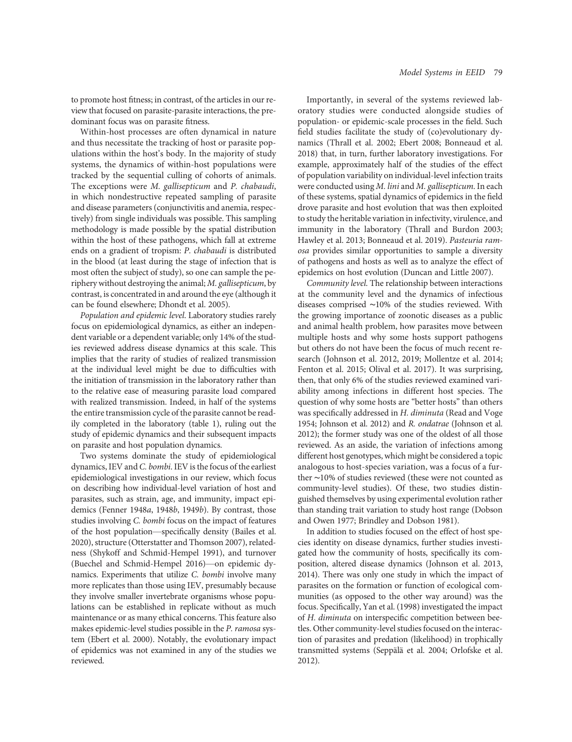to promote host fitness; in contrast, of the articles in our review that focused on parasite-parasite interactions, the predominant focus was on parasite fitness.

Within-host processes are often dynamical in nature and thus necessitate the tracking of host or parasite populations within the host's body. In the majority of study systems, the dynamics of within-host populations were tracked by the sequential culling of cohorts of animals. The exceptions were *M. gallisepticum* and *P. chabaudi*, in which nondestructive repeated sampling of parasite and disease parameters (conjunctivitis and anemia, respectively) from single individuals was possible. This sampling methodology is made possible by the spatial distribution within the host of these pathogens, which fall at extreme ends on a gradient of tropism: *P. chabaudi* is distributed in the blood (at least during the stage of infection that is most often the subject of study), so one can sample the periphery without destroying the animal; *M. gallisepticum*, by contrast, is concentrated in and around the eye (although it can be found elsewhere; Dhondt et al. 2005).

*Population and epidemic level.* Laboratory studies rarely focus on epidemiological dynamics, as either an independent variable or a dependent variable; only 14% of the studies reviewed address disease dynamics at this scale. This implies that the rarity of studies of realized transmission at the individual level might be due to difficulties with the initiation of transmission in the laboratory rather than to the relative ease of measuring parasite load compared with realized transmission. Indeed, in half of the systems the entire transmission cycle of the parasite cannot be readily completed in the laboratory (table 1), ruling out the study of epidemic dynamics and their subsequent impacts on parasite and host population dynamics.

Two systems dominate the study of epidemiological dynamics, IEV and *C. bombi*. IEV is the focus of the earliest epidemiological investigations in our review, which focus on describing how individual-level variation of host and parasites, such as strain, age, and immunity, impact epidemics (Fenner 1948*a*, 1948*b*, 1949*b*). By contrast, those studies involving *C. bombi* focus on the impact of features of the host population—specifically density (Bailes et al. 2020), structure (Otterstatter and Thomson 2007), relatedness (Shykoff and Schmid-Hempel 1991), and turnover (Buechel and Schmid-Hempel 2016)—on epidemic dynamics. Experiments that utilize *C. bombi* involve many more replicates than those using IEV, presumably because they involve smaller invertebrate organisms whose populations can be established in replicate without as much maintenance or as many ethical concerns. This feature also makes epidemic-level studies possible in the *P. ramosa* system (Ebert et al. 2000). Notably, the evolutionary impact of epidemics was not examined in any of the studies we reviewed.

Importantly, in several of the systems reviewed laboratory studies were conducted alongside studies of population- or epidemic-scale processes in the field. Such field studies facilitate the study of (co)evolutionary dynamics (Thrall et al. 2002; Ebert 2008; Bonneaud et al. 2018) that, in turn, further laboratory investigations. For example, approximately half of the studies of the effect of population variability on individual-level infection traits were conducted using *M. lini* and *M. gallisepticum*. In each of these systems, spatial dynamics of epidemics in the field drove parasite and host evolution that was then exploited to study the heritable variation in infectivity, virulence, and immunity in the laboratory (Thrall and Burdon 2003; Hawley et al. 2013; Bonneaud et al. 2019). *Pasteuria ramosa* provides similar opportunities to sample a diversity of pathogens and hosts as well as to analyze the effect of epidemics on host evolution (Duncan and Little 2007).

*Community level.* The relationship between interactions at the community level and the dynamics of infectious diseases comprised ~10% of the studies reviewed. With the growing importance of zoonotic diseases as a public and animal health problem, how parasites move between multiple hosts and why some hosts support pathogens but others do not have been the focus of much recent research (Johnson et al. 2012, 2019; Mollentze et al. 2014; Fenton et al. 2015; Olival et al. 2017). It was surprising, then, that only 6% of the studies reviewed examined variability among infections in different host species. The question of why some hosts are "better hosts" than others was specifically addressed in *H. diminuta* (Read and Voge 1954; Johnson et al. 2012) and *R. ondatrae* (Johnson et al. 2012); the former study was one of the oldest of all those reviewed. As an aside, the variation of infections among different host genotypes, which might be considered a topic analogous to host-species variation, was a focus of a further ~10% of studies reviewed (these were not counted as community-level studies). Of these, two studies distinguished themselves by using experimental evolution rather than standing trait variation to study host range (Dobson and Owen 1977; Brindley and Dobson 1981).

In addition to studies focused on the effect of host species identity on disease dynamics, further studies investigated how the community of hosts, specifically its composition, altered disease dynamics (Johnson et al. 2013, 2014). There was only one study in which the impact of parasites on the formation or function of ecological communities (as opposed to the other way around) was the focus. Specifically, Yan et al. (1998) investigated the impact of *H. diminuta* on interspecific competition between beetles. Other community-level studies focused on the interaction of parasites and predation (likelihood) in trophically transmitted systems (Seppälä et al. 2004; Orlofske et al. 2012).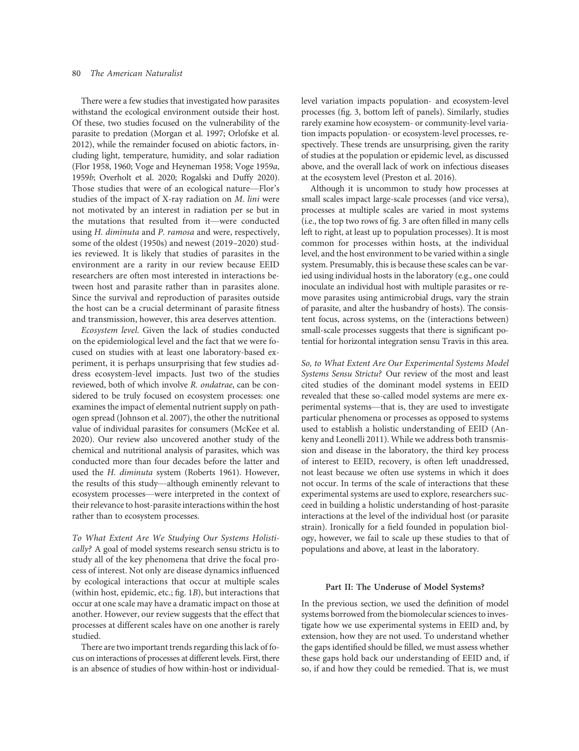There were a few studies that investigated how parasites withstand the ecological environment outside their host. Of these, two studies focused on the vulnerability of the parasite to predation (Morgan et al. 1997; Orlofske et al. 2012), while the remainder focused on abiotic factors, including light, temperature, humidity, and solar radiation (Flor 1958, 1960; Voge and Heyneman 1958; Voge 1959*a*, 1959*b*; Overholt et al. 2020; Rogalski and Duffy 2020). Those studies that were of an ecological nature—Flor's studies of the impact of X-ray radiation on *M. lini* were not motivated by an interest in radiation per se but in the mutations that resulted from it—were conducted using *H. diminuta* and *P. ramosa* and were, respectively, some of the oldest (1950s) and newest (2019–2020) studies reviewed. It is likely that studies of parasites in the environment are a rarity in our review because EEID researchers are often most interested in interactions between host and parasite rather than in parasites alone. Since the survival and reproduction of parasites outside the host can be a crucial determinant of parasite fitness and transmission, however, this area deserves attention.

*Ecosystem level.* Given the lack of studies conducted on the epidemiological level and the fact that we were focused on studies with at least one laboratory-based experiment, it is perhaps unsurprising that few studies address ecosystem-level impacts. Just two of the studies reviewed, both of which involve *R. ondatrae*, can be considered to be truly focused on ecosystem processes: one examines the impact of elemental nutrient supply on pathogen spread (Johnson et al. 2007), the other the nutritional value of individual parasites for consumers (McKee et al. 2020). Our review also uncovered another study of the chemical and nutritional analysis of parasites, which was conducted more than four decades before the latter and used the *H. diminuta* system (Roberts 1961). However, the results of this study—although eminently relevant to ecosystem processes—were interpreted in the context of their relevance to host-parasite interactions within the host rather than to ecosystem processes.

*To What Extent Are We Studying Our Systems Holistically?* A goal of model systems research sensu stricto is to study all of the key phenomena that drive the focal process of interest. Not only are disease dynamics influenced by ecological interactions that occur at multiple scales (within host, epidemic, etc.; fig. 1*B*), but interactions that occur at one scale may have a dramatic impact on those at another. However, our review suggests that the effect that processes at different scales have on one another is rarely studied.

There are two important trends regarding this lack of focus on interactions of processes at different levels. First, there is an absence of studies of how within-host or individual-level variation impacts population- and ecosystem-level processes (fig. 3, bottom left of panels). Similarly, studies rarely examine how ecosystem- or community-level variation impacts population- or ecosystem-level processes, respectively. These trends are unsurprising, given the rarity of studies at the population or epidemic level, as discussed above, and the overall lack of work on infectious diseases at the ecosystem level (Preston et al. 2016).

Although it is uncommon to study how processes at small scales impact large-scale processes (and vice versa), processes at multiple scales are varied in most systems (i.e., the top two rows of fig. 3 are often filled in many cells left to right, at least up to population processes). It is most common for processes within hosts, at the individual level, and the host environment to be varied within a single system. Presumably, this is because these scales can be varied using individual hosts in the laboratory (e.g., one could inoculate an individual host with multiple parasites or remove parasites using antimicrobial drugs, vary the strain of parasite, and alter the husbandry of hosts). The consistent focus, across systems, on the (interactions between) small-scale processes suggests that there is significant potential for horizontal integration sensu Travis in this area.

*So, to What Extent Are Our Experimental Systems Model Systems Sensu Strictu?* Our review of the most and least cited studies of the dominant model systems in EEID revealed that these so-called model systems are mere experimental systems—that is, they are used to investigate particular phenomena or processes as opposed to systems used to establish a holistic understanding of EEID (Ankeny and Leonelli 2011). While we address both transmission and disease in the laboratory, the third key process of interest to EEID, recovery, is often left unaddressed, not least because we often use systems in which it does not occur. In terms of the scale of interactions that these experimental systems are used to explore, researchers succeed in building a holistic understanding of host-parasite interactions at the level of the individual host (or parasite strain). Ironically for a field founded in population biology, however, we fail to scale up these studies to that of populations and above, at least in the laboratory.

## Part II: The Underuse of Model Systems?

In the previous section, we used the definition of model systems borrowed from the biomolecular sciences to investigate how we use experimental systems in EEID and, by extension, how they are not used. To understand whether the gaps identified should be filled, we must assess whether these gaps hold back our understanding of EEID and, if so, if and how they could be remedied. That is, we must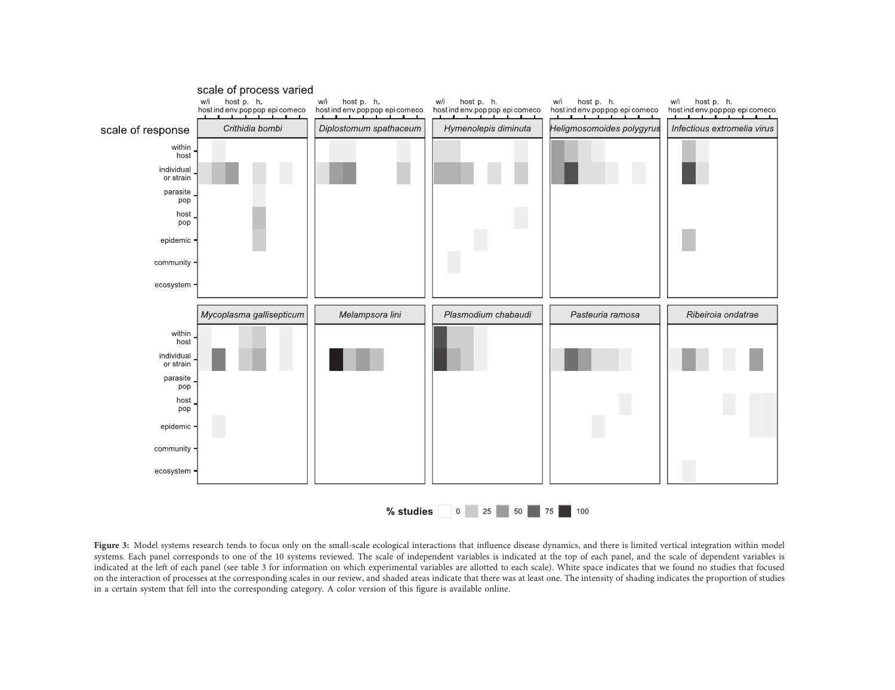Figure 3: Model systems research tends to focus only on the small-scale ecological interactions that influence disease dynamics, and there is limited vertical integration within model systems. Each panel corresponds to one of the 10 systems reviewed. The scale of independent variables is indicated at the top of each panel, and the scale of dependent variables is indicated at the left of each panel (see table 3 for information on which experimental variables are allotted to each scale). White space indicates that we found no studies that focused on the interaction of processes at the corresponding scales in our review, and shaded areas indicate that there was at least one. The intensity of shading indicates the proportion of studies in a certain system that fell into the corresponding category. A color version of this figure is available online.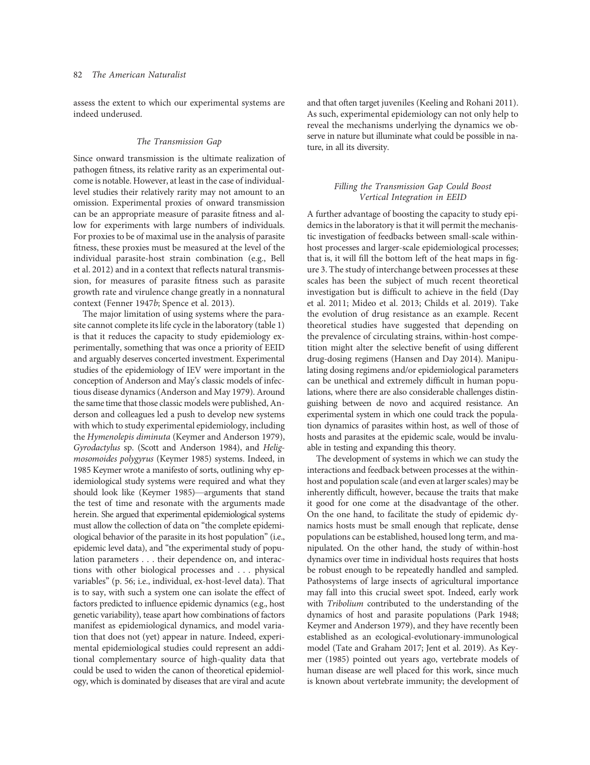assess the extent to which our experimental systems are indeed underused.

### The Transmission Gap

Since onward transmission is the ultimate realization of pathogen fitness, its relative rarity as an experimental outcome is notable. However, at least in the case of individual-level studies their relatively rarity may not amount to an omission. Experimental proxies of onward transmission can be an appropriate measure of parasite fitness and allow for experiments with large numbers of individuals. For proxies to be of maximal use in the analysis of parasite fitness, these proxies must be measured at the level of the individual parasite-host strain combination (e.g., Bell et al. 2012) and in a context that reflects natural transmission, for measures of parasite fitness such as parasite growth rate and virulence change greatly in a nonnatural context (Fenner 1947*b*; Spence et al. 2013).

The major limitation of using systems where the parasite cannot complete its life cycle in the laboratory (table 1) is that it reduces the capacity to study epidemiology experimentally, something that was once a priority of EEID and arguably deserves concerted investment. Experimental studies of the epidemiology of IEV were important in the conception of Anderson and May's classic models of infectious disease dynamics (Anderson and May 1979). Around the same time that those classic models were published, Anderson and colleagues led a push to develop new systems with which to study experimental epidemiology, including the *Hymenolepis diminuta* (Keymer and Anderson 1979), *Gyrodactylus* sp. (Scott and Anderson 1984), and *Heligmosomoides polygyrus* (Keymer 1985) systems. Indeed, in 1985 Keymer wrote a manifesto of sorts, outlining why epidemiological study systems were required and what they should look like (Keymer 1985)—arguments that stand the test of time and resonate with the arguments made herein. She argued that experimental epidemiological systems must allow the collection of data on "the complete epidemiological behavior of the parasite in its host population" (i.e., epidemic level data), and "the experimental study of population parameters . . . their dependence on, and interactions with other biological processes and . . . physical variables" (p. 56; i.e., individual, ex-host-level data). That is to say, with such a system one can isolate the effect of factors predicted to influence epidemic dynamics (e.g., host genetic variability), tease apart how combinations of factors manifest as epidemiological dynamics, and model variation that does not (yet) appear in nature. Indeed, experimental epidemiological studies could represent an additional complementary source of high-quality data that could be used to widen the canon of theoretical epidemiology, which is dominated by diseases that are viral and acute and that often target juveniles (Keeling and Rohani 2011). As such, experimental epidemiology can not only help to reveal the mechanisms underlying the dynamics we observe in nature but illuminate what could be possible in nature, in all its diversity.

### Filling the Transmission Gap Could Boost Vertical Integration in EEID

A further advantage of boosting the capacity to study epidemics in the laboratory is that it will permit the mechanistic investigation of feedbacks between small-scale within-host processes and larger-scale epidemiological processes; that is, it will fill the bottom left of the heat maps in figure 3. The study of interchange between processes at these scales has been the subject of much recent theoretical investigation but is difficult to achieve in the field (Day et al. 2011; Mideo et al. 2013; Childs et al. 2019). Take the evolution of drug resistance as an example. Recent theoretical studies have suggested that depending on the prevalence of circulating strains, within-host competition might alter the selective benefit of using different drug-dosing regimens (Hansen and Day 2014). Manipulating dosing regimens and/or epidemiological parameters can be unethical and extremely difficult in human populations, where there are also considerable challenges distinguishing between de novo and acquired resistance. An experimental system in which one could track the population dynamics of parasites within host, as well of those of hosts and parasites at the epidemic scale, would be invaluable in testing and expanding this theory.

The development of systems in which we can study the interactions and feedback between processes at the within-host and population scale (and even at larger scales) may be inherently difficult, however, because the traits that make it good for one come at the disadvantage of the other. On the one hand, to facilitate the study of epidemic dynamics hosts must be small enough that replicate, dense populations can be established, housed long term, and manipulated. On the other hand, the study of within-host dynamics over time in individual hosts requires that hosts be robust enough to be repeatedly handled and sampled. Pathosystems of large insects of agricultural importance may fall into this crucial sweet spot. Indeed, early work with *Tribolium* contributed to the understanding of the dynamics of host and parasite populations (Park 1948; Keymer and Anderson 1979), and they have recently been established as an ecological-evolutionary-immunological model (Tate and Graham 2017; Jent et al. 2019). As Keymer (1985) pointed out years ago, vertebrate models of human disease are well placed for this work, since much is known about vertebrate immunity; the development of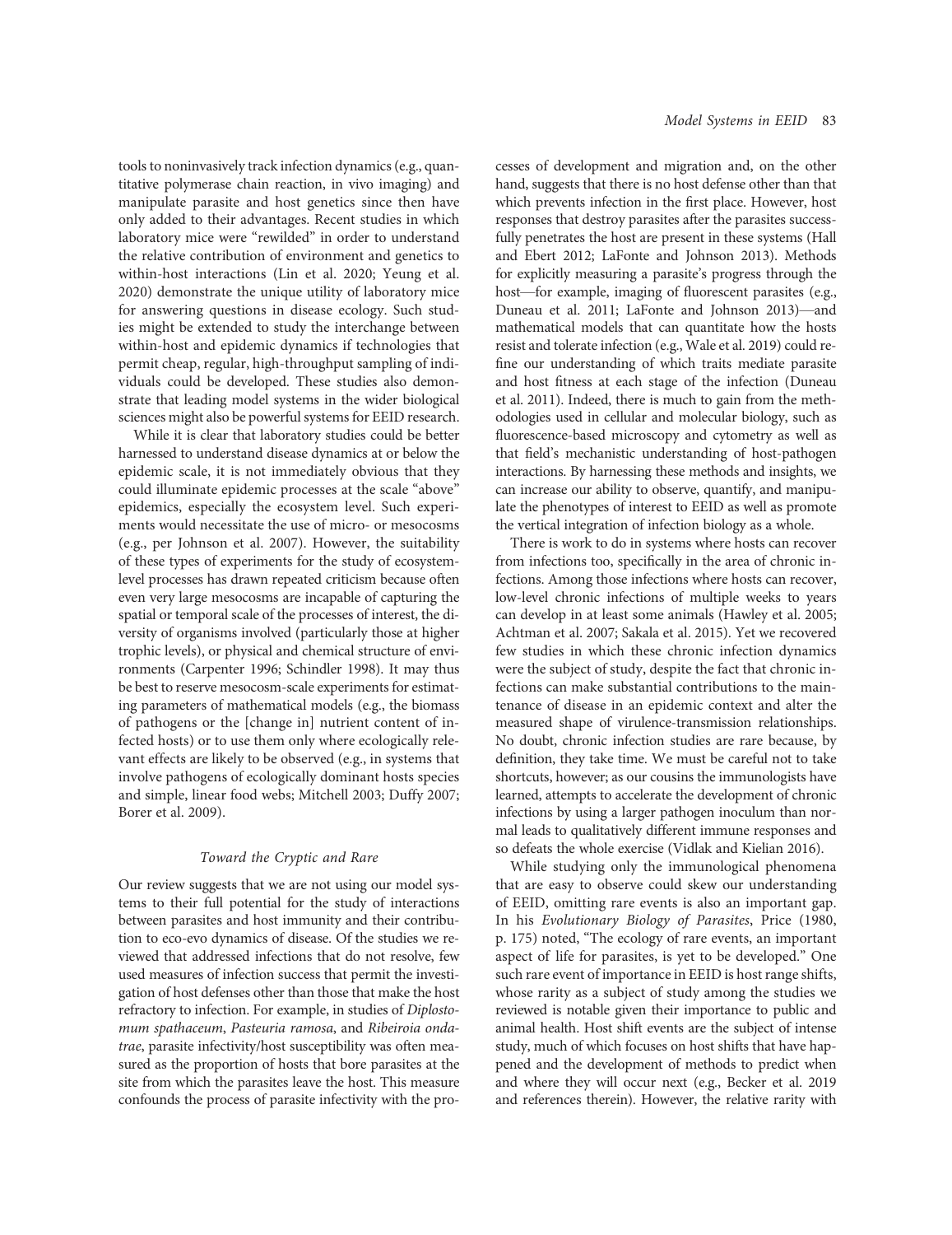tools to noninvasively track infection dynamics (e.g., quantitative polymerase chain reaction, in vivo imaging) and manipulate parasite and host genetics since then have only added to their advantages. Recent studies in which laboratory mice were "rewilded" in order to understand the relative contribution of environment and genetics to within-host interactions (Lin et al. 2020; Yeung et al. 2020) demonstrate the unique utility of laboratory mice for answering questions in disease ecology. Such studies might be extended to study the interchange between within-host and epidemic dynamics if technologies that permit cheap, regular, high-throughput sampling of individuals could be developed. These studies also demonstrate that leading model systems in the wider biological sciences might also be powerful systems for EEID research.

While it is clear that laboratory studies could be better harnessed to understand disease dynamics at or below the epidemic scale, it is not immediately obvious that they could illuminate epidemic processes at the scale "above" epidemics, especially the ecosystem level. Such experiments would necessitate the use of micro- or mesocosms (e.g., per Johnson et al. 2007). However, the suitability of these types of experiments for the study of ecosystem-level processes has drawn repeated criticism because often even very large mesocosms are incapable of capturing the spatial or temporal scale of the processes of interest, the diversity of organisms involved (particularly those at higher trophic levels), or physical and chemical structure of environments (Carpenter 1996; Schindler 1998). It may thus be best to reserve mesocosm-scale experiments for estimating parameters of mathematical models (e.g., the biomass of pathogens or the [change in] nutrient content of infected hosts) or to use them only where ecologically relevant effects are likely to be observed (e.g., in systems that involve pathogens of ecologically dominant hosts species and simple, linear food webs; Mitchell 2003; Duffy 2007; Borer et al. 2009).

### *Toward the Cryptic and Rare*

Our review suggests that we are not using our model systems to their full potential for the study of interactions between parasites and host immunity and their contribution to eco-evo dynamics of disease. Of the studies we reviewed that addressed infections that do not resolve, few used measures of infection success that permit the investigation of host defenses other than those that make the host refractory to infection. For example, in studies of *Diplostomum spathaceum*, *Pasteuria ramosa*, and *Ribeiroia ondatrae*, parasite infectivity/host susceptibility was often measured as the proportion of hosts that bore parasites at the site from which the parasites leave the host. This measure confounds the process of parasite infectivity with the processes of development and migration and, on the other hand, suggests that there is no host defense other than that which prevents infection in the first place. However, host responses that destroy parasites after the parasites successfully penetrates the host are present in these systems (Hall and Ebert 2012; LaFonte and Johnson 2013). Methods for explicitly measuring a parasite's progress through the host—for example, imaging of fluorescent parasites (e.g., Duneau et al. 2011; LaFonte and Johnson 2013)—and mathematical models that can quantitate how the hosts resist and tolerate infection (e.g., Wale et al. 2019) could refine our understanding of which traits mediate parasite and host fitness at each stage of the infection (Duneau et al. 2011). Indeed, there is much to gain from the methodologies used in cellular and molecular biology, such as fluorescence-based microscopy and cytometry as well as that field's mechanistic understanding of host-pathogen interactions. By harnessing these methods and insights, we can increase our ability to observe, quantify, and manipulate the phenotypes of interest to EEID as well as promote the vertical integration of infection biology as a whole.

There is work to do in systems where hosts can recover from infections too, specifically in the area of chronic infections. Among those infections where hosts can recover, low-level chronic infections of multiple weeks to years can develop in at least some animals (Hawley et al. 2005; Achtman et al. 2007; Sakala et al. 2015). Yet we recovered few studies in which these chronic infection dynamics were the subject of study, despite the fact that chronic infections can make substantial contributions to the maintenance of disease in an epidemic context and alter the measured shape of virulence-transmission relationships. No doubt, chronic infection studies are rare because, by definition, they take time. We must be careful not to take shortcuts, however; as our cousins the immunologists have learned, attempts to accelerate the development of chronic infections by using a larger pathogen inoculum than normal leads to qualitatively different immune responses and so defeats the whole exercise (Vidlak and Kielian 2016).

While studying only the immunological phenomena that are easy to observe could skew our understanding of EEID, omitting rare events is also an important gap. In his *Evolutionary Biology of Parasites*, Price (1980, p. 175) noted, "The ecology of rare events, an important aspect of life for parasites, is yet to be developed." One such rare event of importance in EEID is host range shifts, whose rarity as a subject of study among the studies we reviewed is notable given their importance to public and animal health. Host shift events are the subject of intense study, much of which focuses on host shifts that have happened and the development of methods to predict when and where they will occur next (e.g., Becker et al. 2019 and references therein). However, the relative rarity with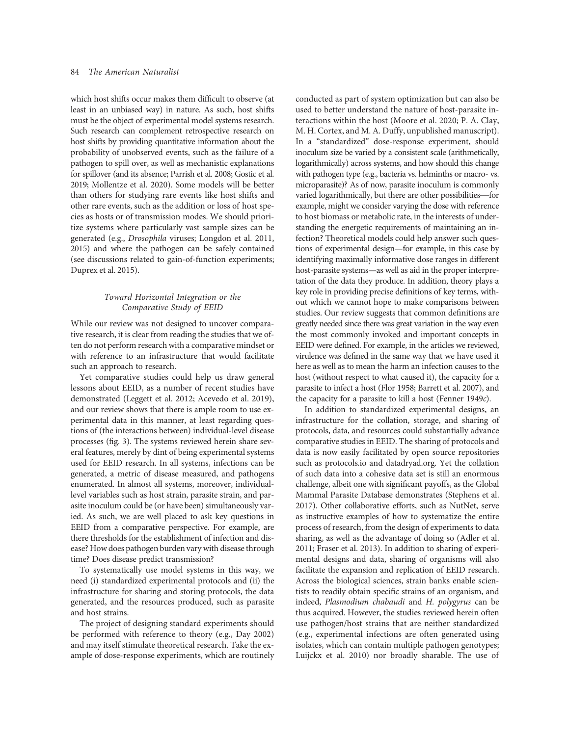which host shifts occur makes them difficult to observe (at least in an unbiased way) in nature. As such, host shifts must be the object of experimental model systems research. Such research can complement retrospective research on host shifts by providing quantitative information about the probability of unobserved events, such as the failure of a pathogen to spill over, as well as mechanistic explanations for spillover (and its absence; Parrish et al. 2008; Gostic et al. 2019; Mollentze et al. 2020). Some models will be better than others for studying rare events like host shifts and other rare events, such as the addition or loss of host species as hosts or of transmission modes. We should prioritize systems where particularly vast sample sizes can be generated (e.g., *Drosophila* viruses; Longdon et al. 2011, 2015) and where the pathogen can be safely contained (see discussions related to gain-of-function experiments; Duprex et al. 2015).

### *Toward Horizontal Integration or the Comparative Study of EEID*

While our review was not designed to uncover comparative research, it is clear from reading the studies that we often do not perform research with a comparative mindset or with reference to an infrastructure that would facilitate such an approach to research.

Yet comparative studies could help us draw general lessons about EEID, as a number of recent studies have demonstrated (Leggett et al. 2012; Acevedo et al. 2019), and our review shows that there is ample room to use experimental data in this manner, at least regarding questions of (the interactions between) individual-level disease processes (fig. 3). The systems reviewed herein share several features, merely by dint of being experimental systems used for EEID research. In all systems, infections can be generated, a metric of disease measured, and pathogens enumerated. In almost all systems, moreover, individual-level variables such as host strain, parasite strain, and parasite inoculum could be (or have been) simultaneously varied. As such, we are well placed to ask key questions in EEID from a comparative perspective. For example, are there thresholds for the establishment of infection and disease? How does pathogen burden vary with disease through time? Does disease predict transmission?

To systematically use model systems in this way, we need (i) standardized experimental protocols and (ii) the infrastructure for sharing and storing protocols, the data generated, and the resources produced, such as parasite and host strains.

The project of designing standard experiments should be performed with reference to theory (e.g., Day 2002) and may itself stimulate theoretical research. Take the example of dose-response experiments, which are routinely conducted as part of system optimization but can also be used to better understand the nature of host-parasite interactions within the host (Moore et al. 2020; P. A. Clay, M. H. Cortex, and M. A. Duffy, unpublished manuscript). In a "standardized" dose-response experiment, should inoculum size be varied by a consistent scale (arithmetically, logarithmically) across systems, and how should this change with pathogen type (e.g., bacteria vs. helminths or macro- vs. microparasite)? As of now, parasite inoculum is commonly varied logarithmically, but there are other possibilities—for example, might we consider varying the dose with reference to host biomass or metabolic rate, in the interests of understanding the energetic requirements of maintaining an infection? Theoretical models could help answer such questions of experimental design—for example, in this case by identifying maximally informative dose ranges in different host-parasite systems—as well as aid in the proper interpretation of the data they produce. In addition, theory plays a key role in providing precise definitions of key terms, without which we cannot hope to make comparisons between studies. Our review suggests that common definitions are greatly needed since there was great variation in the way even the most commonly invoked and important concepts in EEID were defined. For example, in the articles we reviewed, virulence was defined in the same way that we have used it here as well as to mean the harm an infection causes to the host (without respect to what caused it), the capacity for a parasite to infect a host (Flor 1958; Barrett et al. 2007), and the capacity for a parasite to kill a host (Fenner 1949*c*).

In addition to standardized experimental designs, an infrastructure for the collation, storage, and sharing of protocols, data, and resources could substantially advance comparative studies in EEID. The sharing of protocols and data is now easily facilitated by open source repositories such as protocols.io and datadryad.org. Yet the collation of such data into a cohesive data set is still an enormous challenge, albeit one with significant payoffs, as the Global Mammal Parasite Database demonstrates (Stephens et al. 2017). Other collaborative efforts, such as NutNet, serve as instructive examples of how to systematize the entire process of research, from the design of experiments to data sharing, as well as the advantage of doing so (Adler et al. 2011; Fraser et al. 2013). In addition to sharing of experimental designs and data, sharing of organisms will also facilitate the expansion and replication of EEID research. Across the biological sciences, strain banks enable scientists to readily obtain specific strains of an organism, and indeed, *Plasmodium chabaudi* and *H. polygyrus* can be thus acquired. However, the studies reviewed herein often use pathogen/host strains that are neither standardized (e.g., experimental infections are often generated using isolates, which can contain multiple pathogen genotypes; Luijckx et al. 2010) nor broadly sharable. The use of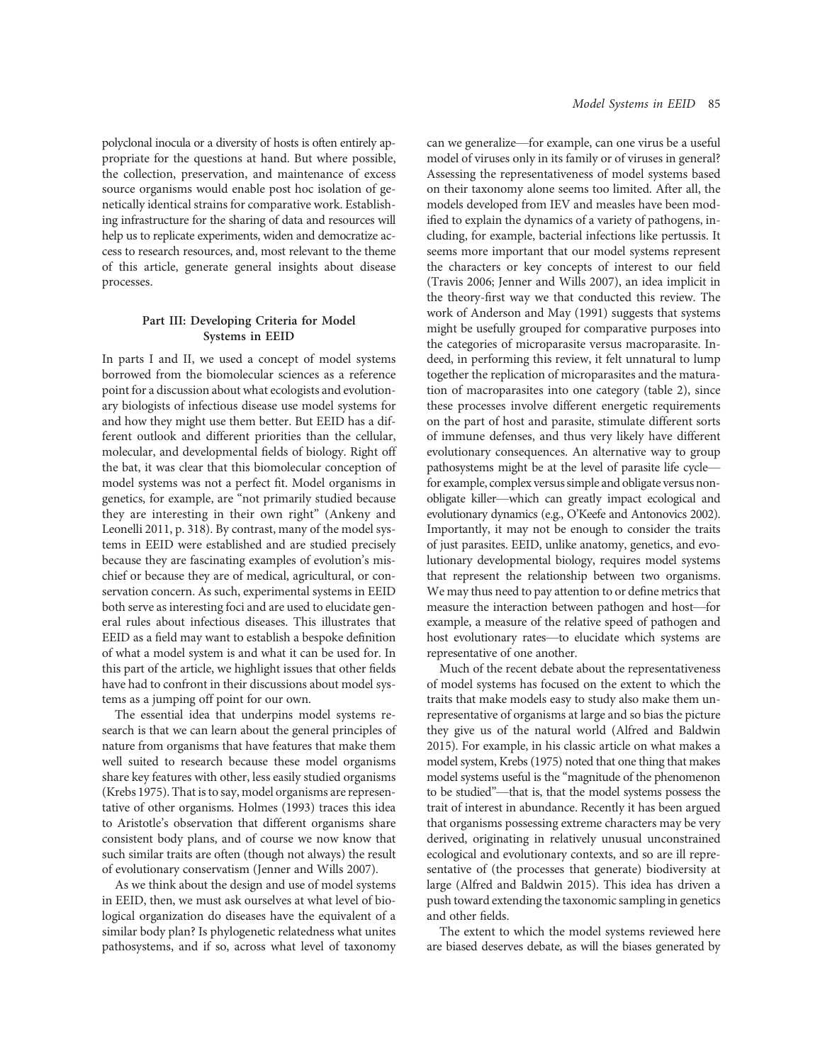polyclonal inocula or a diversity of hosts is often entirely appropriate for the questions at hand. But where possible, the collection, preservation, and maintenance of excess source organisms would enable post hoc isolation of genetically identical strains for comparative work. Establishing infrastructure for the sharing of data and resources will help us to replicate experiments, widen and democratize access to research resources, and, most relevant to the theme of this article, generate general insights about disease processes.

### Part III: Developing Criteria for Model Systems in EEID

In parts I and II, we used a concept of model systems borrowed from the biomolecular sciences as a reference point for a discussion about what ecologists and evolutionary biologists of infectious disease use model systems for and how they might use them better. But EEID has a different outlook and different priorities than the cellular, molecular, and developmental fields of biology. Right off the bat, it was clear that this biomolecular conception of model systems was not a perfect fit. Model organisms in genetics, for example, are "not primarily studied because they are interesting in their own right" (Ankeny and Leonelli 2011, p. 318). By contrast, many of the model systems in EEID were established and are studied precisely because they are fascinating examples of evolution's mischief or because they are of medical, agricultural, or conservation concern. As such, experimental systems in EEID both serve as interesting foci and are used to elucidate general rules about infectious diseases. This illustrates that EEID as a field may want to establish a bespoke definition of what a model system is and what it can be used for. In this part of the article, we highlight issues that other fields have had to confront in their discussions about model systems as a jumping off point for our own.

The essential idea that underpins model systems research is that we can learn about the general principles of nature from organisms that have features that make them well suited to research because these model organisms share key features with other, less easily studied organisms (Krebs 1975). That is to say, model organisms are representative of other organisms. Holmes (1993) traces this idea to Aristotle's observation that different organisms share consistent body plans, and of course we now know that such similar traits are often (though not always) the result of evolutionary conservatism (Jenner and Wills 2007).

As we think about the design and use of model systems in EEID, then, we must ask ourselves at what level of biological organization do diseases have the equivalent of a similar body plan? Is phylogenetic relatedness what unites pathosystems, and if so, across what level of taxonomy can we generalize—for example, can one virus be a useful model of viruses only in its family or of viruses in general? Assessing the representativeness of model systems based on their taxonomy alone seems too limited. After all, the models developed from IEV and measles have been modified to explain the dynamics of a variety of pathogens, including, for example, bacterial infections like pertussis. It seems more important that our model systems represent the characters or key concepts of interest to our field (Travis 2006; Jenner and Wills 2007), an idea implicit in the theory-first way we that conducted this review. The work of Anderson and May (1991) suggests that systems might be usefully grouped for comparative purposes into the categories of microparasite versus macroparasite. Indeed, in performing this review, it felt unnatural to lump together the replication of microparasites and the maturation of macroparasites into one category (table 2), since these processes involve different energetic requirements on the part of host and parasite, stimulate different sorts of immune defenses, and thus very likely have different evolutionary consequences. An alternative way to group pathosystems might be at the level of parasite life cycle—for example, complex versus simple and obligate versus nonobligate killer—which can greatly impact ecological and evolutionary dynamics (e.g., O'Keefe and Antonovics 2002). Importantly, it may not be enough to consider the traits of just parasites. EEID, unlike anatomy, genetics, and evolutionary developmental biology, requires model systems that represent the relationship between two organisms. We may thus need to pay attention to or define metrics that measure the interaction between pathogen and host—for example, a measure of the relative speed of pathogen and host evolutionary rates—to elucidate which systems are representative of one another.

Much of the recent debate about the representativeness of model systems has focused on the extent to which the traits that make models easy to study also make them unrepresentative of organisms at large and so bias the picture they give us of the natural world (Alfred and Baldwin 2015). For example, in his classic article on what makes a model system, Krebs (1975) noted that one thing that makes model systems useful is the "magnitude of the phenomenon to be studied"—that is, that the model systems possess the trait of interest in abundance. Recently it has been argued that organisms possessing extreme characters may be very derived, originating in relatively unusual unconstrained ecological and evolutionary contexts, and so are ill representative of (the processes that generate) biodiversity at large (Alfred and Baldwin 2015). This idea has driven a push toward extending the taxonomic sampling in genetics and other fields.

The extent to which the model systems reviewed here are biased deserves debate, as will the biases generated by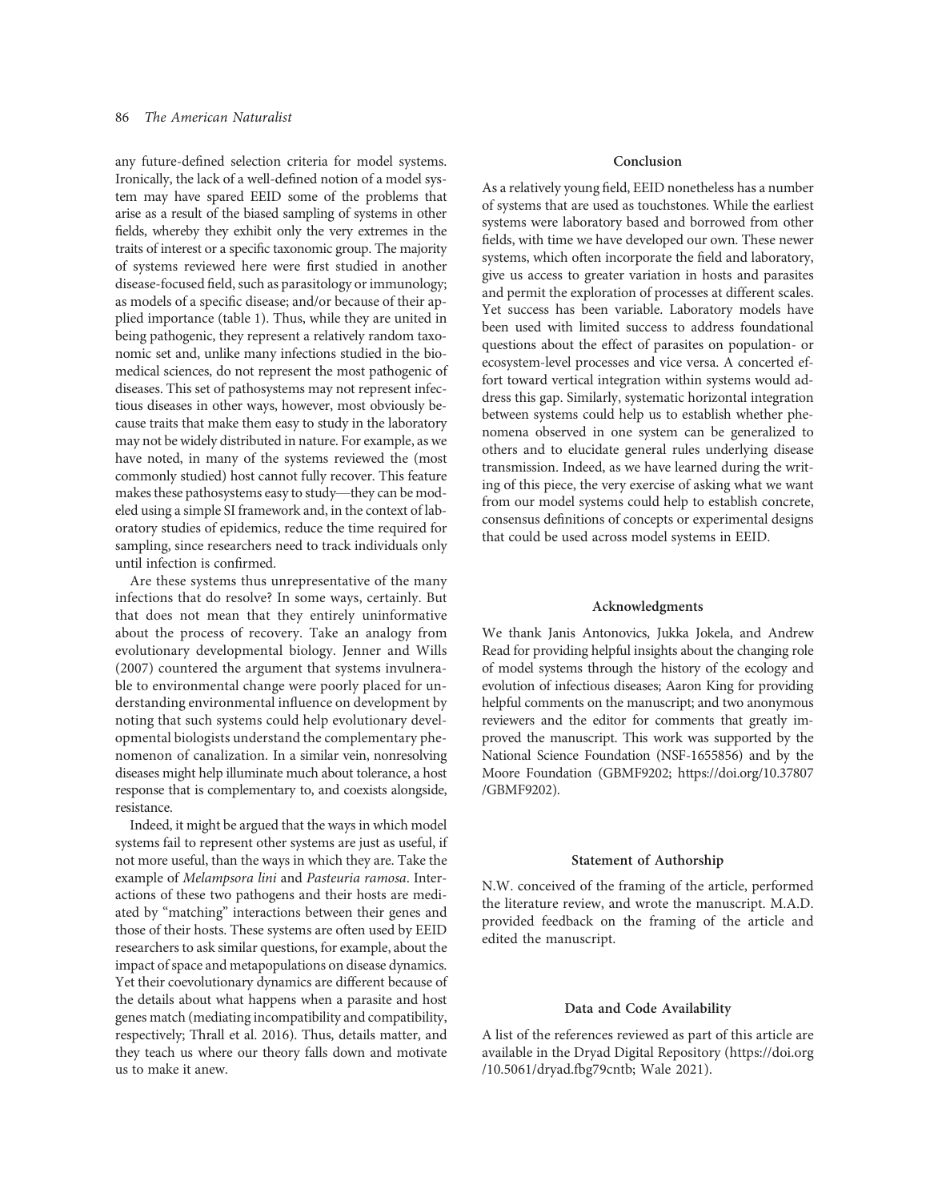any future-defined selection criteria for model systems. Ironically, the lack of a well-defined notion of a model system may have spared EEID some of the problems that arise as a result of the biased sampling of systems in other fields, whereby they exhibit only the very extremes in the traits of interest or a specific taxonomic group. The majority of systems reviewed here were first studied in another disease-focused field, such as parasitology or immunology; as models of a specific disease; and/or because of their applied importance (table 1). Thus, while they are united in being pathogenic, they represent a relatively random taxonomic set and, unlike many infections studied in the biomedical sciences, do not represent the most pathogenic of diseases. This set of pathosystems may not represent infectious diseases in other ways, however, most obviously because traits that make them easy to study in the laboratory may not be widely distributed in nature. For example, as we have noted, in many of the systems reviewed the (most commonly studied) host cannot fully recover. This feature makes these pathosystems easy to study—they can be modeled using a simple SI framework and, in the context of laboratory studies of epidemics, reduce the time required for sampling, since researchers need to track individuals only until infection is confirmed.

Are these systems thus unrepresentative of the many infections that do resolve? In some ways, certainly. But that does not mean that they entirely uninformative about the process of recovery. Take an analogy from evolutionary developmental biology. Jenner and Wills (2007) countered the argument that systems invulnerable to environmental change were poorly placed for understanding environmental influence on development by noting that such systems could help evolutionary developmental biologists understand the complementary phenomenon of canalization. In a similar vein, nonresolving diseases might help illuminate much about tolerance, a host response that is complementary to, and coexists alongside, resistance.

Indeed, it might be argued that the ways in which model systems fail to represent other systems are just as useful, if not more useful, than the ways in which they are. Take the example of *Melampsora lini* and *Pasteuria ramosa*. Interactions of these two pathogens and their hosts are mediated by "matching" interactions between their genes and those of their hosts. These systems are often used by EEID researchers to ask similar questions, for example, about the impact of space and metapopulations on disease dynamics. Yet their coevolutionary dynamics are different because of the details about what happens when a parasite and host genes match (mediating incompatibility and compatibility, respectively; Thrall et al. 2016). Thus, details matter, and they teach us where our theory falls down and motivate us to make it anew.

## Conclusion

As a relatively young field, EEID nonetheless has a number of systems that are used as touchstones. While the earliest systems were laboratory based and borrowed from other fields, with time we have developed our own. These newer systems, which often incorporate the field and laboratory, give us access to greater variation in hosts and parasites and permit the exploration of processes at different scales. Yet success has been variable. Laboratory models have been used with limited success to address foundational questions about the effect of parasites on population- or ecosystem-level processes and vice versa. A concerted effort toward vertical integration within systems would address this gap. Similarly, systematic horizontal integration between systems could help us to establish whether phenomena observed in one system can be generalized to others and to elucidate general rules underlying disease transmission. Indeed, as we have learned during the writing of this piece, the very exercise of asking what we want from our model systems could help to establish concrete, consensus definitions of concepts or experimental designs that could be used across model systems in EEID.

## Acknowledgments

We thank Janis Antonovics, Jukka Jokela, and Andrew Read for providing helpful insights about the changing role of model systems through the history of the ecology and evolution of infectious diseases; Aaron King for providing helpful comments on the manuscript; and two anonymous reviewers and the editor for comments that greatly improved the manuscript. This work was supported by the National Science Foundation (NSF-1655856) and by the Moore Foundation (GBMF9202; https://doi.org/10.37807/GBMF9202).

## Statement of Authorship

N.W. conceived of the framing of the article, performed the literature review, and wrote the manuscript. M.A.D. provided feedback on the framing of the article and edited the manuscript.

## Data and Code Availability

A list of the references reviewed as part of this article are available in the Dryad Digital Repository (https://doi.org/10.5061/dryad.fbg79cntb; Wale 2021).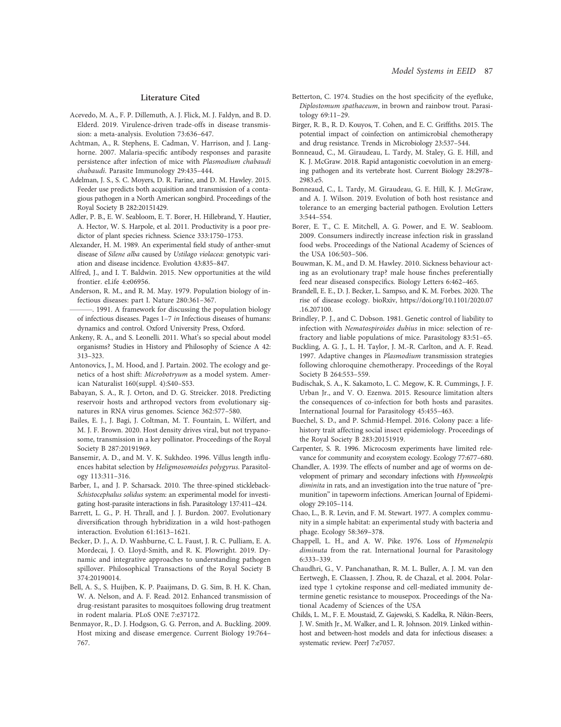## Literature Cited

Acevedo, M. A., F. P. Dillemuth, A. J. Flick, M. J. Faldyn, and B. D. Elderd. 2019. Virulence-driven trade-offs in disease transmission: a meta-analysis. Evolution 73:636–647.

Achtman, A., R. Stephens, E. Cadman, V. Harrison, and J. Langhorne. 2007. Malaria-specific antibody responses and parasite persistence after infection of mice with *Plasmodium chabaudi chabaudi*. Parasite Immunology 29:435–444.

Adelman, J. S., S. C. Moyers, D. R. Farine, and D. M. Hawley. 2015. Feeder use predicts both acquisition and transmission of a contagious pathogen in a North American songbird. Proceedings of the Royal Society B 282:20151429.

Adler, P. B., E. W. Seabloom, E. T. Borer, H. Hillebrand, Y. Hautier, A. Hector, W. S. Harpole, et al. 2011. Productivity is a poor predictor of plant species richness. Science 333:1750–1753.

Alexander, H. M. 1989. An experimental field study of anther-smut disease of *Silene alba* caused by *Ustilago violacea*: genotypic variation and disease incidence. Evolution 43:835–847.

Alfred, J., and I. T. Baldwin. 2015. New opportunities at the wild frontier. eLife 4:e06956.

Anderson, R. M., and R. M. May. 1979. Population biology of infectious diseases: part I. Nature 280:361–367.

———. 1991. A framework for discussing the population biology of infectious diseases. Pages 1–7 *in* Infectious diseases of humans: dynamics and control. Oxford University Press, Oxford.

Ankeny, R. A., and S. Leonelli. 2011. What's so special about model organisms? Studies in History and Philosophy of Science A 42: 313–323.

Antonovics, J., M. Hood, and J. Partain. 2002. The ecology and genetics of a host shift: *Microbotryum* as a model system. American Naturalist 160(suppl. 4):S40–S53.

Babayan, S. A., R. J. Orton, and D. G. Streicker. 2018. Predicting reservoir hosts and arthropod vectors from evolutionary signatures in RNA virus genomes. Science 362:577–580.

Bailes, E. J., J. Bagi, J. Coltman, M. T. Fountain, L. Wilfert, and M. J. F. Brown. 2020. Host density drives viral, but not trypanosome, transmission in a key pollinator. Proceedings of the Royal Society B 287:20191969.

Bansemir, A. D., and M. V. K. Sukhdeo. 1996. Villus length influences habitat selection by *Heligmosomoides polygyrus*. Parasitology 113:311–316.

Barber, I., and J. P. Scharsack. 2010. The three-spined stickleback-*Schistocephalus solidus* system: an experimental model for investigating host-parasite interactions in fish. Parasitology 137:411–424.

Barrett, L. G., P. H. Thrall, and J. J. Burdon. 2007. Evolutionary diversification through hybridization in a wild host-pathogen interaction. Evolution 61:1613–1621.

Becker, D. J., A. D. Washburne, C. L. Faust, J. R. C. Pulliam, E. A. Mordecai, J. O. Lloyd-Smith, and R. K. Plowright. 2019. Dynamic and integrative approaches to understanding pathogen spillover. Philosophical Transactions of the Royal Society B 374:20190014.

Bell, A. S., S. Huijben, K. P. Paaijmans, D. G. Sim, B. H. K. Chan, W. A. Nelson, and A. F. Read. 2012. Enhanced transmission of drug-resistant parasites to mosquitoes following drug treatment in rodent malaria. PLoS ONE 7:e37172.

Benmayor, R., D. J. Hodgson, G. G. Perron, and A. Buckling. 2009. Host mixing and disease emergence. Current Biology 19:764–767.

Betterton, C. 1974. Studies on the host specificity of the eyefluke, *Diplostomum spathaceum*, in brown and rainbow trout. Parasitology 69:11–29.

Birger, R. B., R. D. Kouyos, T. Cohen, and E. C. Griffiths. 2015. The potential impact of coinfection on antimicrobial chemotherapy and drug resistance. Trends in Microbiology 23:537–544.

Bonneaud, C., M. Giraudeau, L. Tardy, M. Staley, G. E. Hill, and K. J. McGraw. 2018. Rapid antagonistic coevolution in an emerging pathogen and its vertebrate host. Current Biology 28:2978–2983.e5.

Bonneaud, C., L. Tardy, M. Giraudeau, G. E. Hill, K. J. McGraw, and A. J. Wilson. 2019. Evolution of both host resistance and tolerance to an emerging bacterial pathogen. Evolution Letters 3:544–554.

Borer, E. T., C. E. Mitchell, A. G. Power, and E. W. Seabloom. 2009. Consumers indirectly increase infection risk in grassland food webs. Proceedings of the National Academy of Sciences of the USA 106:503–506.

Bouwman, K. M., and D. M. Hawley. 2010. Sickness behaviour acting as an evolutionary trap? male house finches preferentially feed near diseased conspecifics. Biology Letters 6:462–465.

Brandell, E. E., D. J. Becker, L. Sampso, and K. M. Forbes. 2020. The rise of disease ecology. bioRxiv, https://doi.org/10.1101/2020.07.16.207100.

Brindley, P. J., and C. Dobson. 1981. Genetic control of liability to infection with *Nematospiroides dubius* in mice: selection of refractory and liable populations of mice. Parasitology 83:51–65.

Buckling, A. G. J., L. H. Taylor, J. M.-R. Carlton, and A. F. Read. 1997. Adaptive changes in *Plasmodium* transmission strategies following chloroquine chemotherapy. Proceedings of the Royal Society B 264:553–559.

Budischak, S. A., K. Sakamoto, L. C. Megow, K. R. Cummings, J. F. Urban Jr., and V. O. Ezenwa. 2015. Resource limitation alters the consequences of co-infection for both hosts and parasites. International Journal for Parasitology 45:455–463.

Buechel, S. D., and P. Schmid-Hempel. 2016. Colony pace: a life-history trait affecting social insect epidemiology. Proceedings of the Royal Society B 283:20151919.

Carpenter, S. R. 1996. Microcosm experiments have limited relevance for community and ecosystem ecology. Ecology 77:677–680.

Chandler, A. 1939. The effects of number and age of worms on development of primary and secondary infections with *Hymneolepis diminita* in rats, and an investigation into the true nature of "premunition" in tapeworm infections. American Journal of Epidemiology 29:105–114.

Chao, L., B. R. Levin, and F. M. Stewart. 1977. A complex community in a simple habitat: an experimental study with bacteria and phage. Ecology 58:369–378.

Chappell, L. H., and A. W. Pike. 1976. Loss of *Hymenolepis diminuta* from the rat. International Journal for Parasitology 6:333–339.

Chaudhri, G., V. Panchanathan, R. M. L. Buller, A. J. M. van den Eertwegh, E. Claassen, J. Zhou, R. de Chazal, et al. 2004. Polarized type 1 cytokine response and cell-mediated immunity determine genetic resistance to mousepox. Proceedings of the National Academy of Sciences of the USA

Childs, L. M., F. E. Moustaid, Z. Gajewski, S. Kadelka, R. Nikin-Beers, J. W. Smith Jr., M. Walker, and L. R. Johnson. 2019. Linked within-host and between-host models and data for infectious diseases: a systematic review. PeerJ 7:e7057.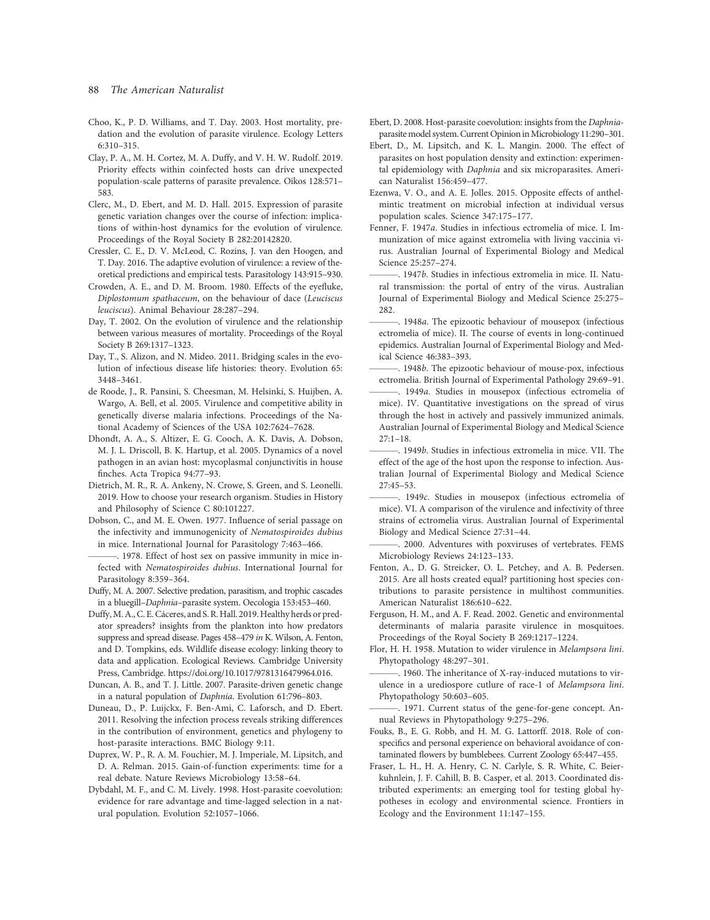Choo, K., P. D. Williams, and T. Day. 2003. Host mortality, predation and the evolution of parasite virulence. Ecology Letters 6:310–315.

Clay, P. A., M. H. Cortez, M. A. Duffy, and V. H. W. Rudolf. 2019. Priority effects within coinfected hosts can drive unexpected population-scale patterns of parasite prevalence. Oikos 128:571–583.

Clerc, M., D. Ebert, and M. D. Hall. 2015. Expression of parasite genetic variation changes over the course of infection: implications of within-host dynamics for the evolution of virulence. Proceedings of the Royal Society B 282:20142820.

Cressler, C. E., D. V. McLeod, C. Rozins, J. van den Hoogen, and T. Day. 2016. The adaptive evolution of virulence: a review of theoretical predictions and empirical tests. Parasitology 143:915–930.

Crowden, A. E., and D. M. Broom. 1980. Effects of the eyefluke, *Diplostomum spathaceum*, on the behaviour of dace (*Leuciscus leuciscus*). Animal Behaviour 28:287–294.

Day, T. 2002. On the evolution of virulence and the relationship between various measures of mortality. Proceedings of the Royal Society B 269:1317–1323.

Day, T., S. Alizon, and N. Mideo. 2011. Bridging scales in the evolution of infectious disease life histories: theory. Evolution 65: 3448–3461.

de Roode, J., R. Pansini, S. Cheesman, M. Helsinki, S. Huijben, A. Wargo, A. Bell, et al. 2005. Virulence and competitive ability in genetically diverse malaria infections. Proceedings of the National Academy of Sciences of the USA 102:7624–7628.

Dhondt, A. A., S. Altizer, E. G. Cooch, A. K. Davis, A. Dobson, M. J. L. Driscoll, B. K. Hartup, et al. 2005. Dynamics of a novel pathogen in an avian host: mycoplasmal conjunctivitis in house finches. Acta Tropica 94:77–93.

Dietrich, M. R., R. A. Ankeny, N. Crowe, S. Green, and S. Leonelli. 2019. How to choose your research organism. Studies in History and Philosophy of Science C 80:101227.

Dobson, C., and M. E. Owen. 1977. Influence of serial passage on the infectivity and immunogenicity of *Nematospiroides dubius* in mice. International Journal for Parasitology 7:463–466.

———. 1978. Effect of host sex on passive immunity in mice infected with *Nematospiroides dubius*. International Journal for Parasitology 8:359–364.

Duffy, M. A. 2007. Selective predation, parasitism, and trophic cascades in a bluegill–*Daphnia*–parasite system. Oecologia 153:453–460.

Duffy, M. A., C. E. Cáceres, and S. R. Hall. 2019. Healthy herds or predator spreaders? insights from the plankton into how predators suppress and spread disease. Pages 458–479 *in* K. Wilson, A. Fenton, and D. Tompkins, eds. Wildlife disease ecology: linking theory to data and application. Ecological Reviews. Cambridge University Press, Cambridge. https://doi.org/10.1017/9781316479964.016.

Duncan, A. B., and T. J. Little. 2007. Parasite-driven genetic change in a natural population of *Daphnia*. Evolution 61:796–803.

Duneau, D., P. Luijckx, F. Ben-Ami, C. Laforsch, and D. Ebert. 2011. Resolving the infection process reveals striking differences in the contribution of environment, genetics and phylogeny to host-parasite interactions. BMC Biology 9:11.

Duprex, W. P., R. A. M. Fouchier, M. J. Imperiale, M. Lipsitch, and D. A. Relman. 2015. Gain-of-function experiments: time for a real debate. Nature Reviews Microbiology 13:58–64.

Dybdahl, M. F., and C. M. Lively. 1998. Host-parasite coevolution: evidence for rare advantage and time-lagged selection in a natural population. Evolution 52:1057–1066.

Ebert, D. 2008. Host-parasite coevolution: insights from the *Daphnia*-parasite model system. Current Opinion in Microbiology 11:290–301.

Ebert, D., M. Lipsitch, and K. L. Mangin. 2000. The effect of parasites on host population density and extinction: experimental epidemiology with *Daphnia* and six microparasites. American Naturalist 156:459–477.

Ezenwa, V. O., and A. E. Jolles. 2015. Opposite effects of anthelmintic treatment on microbial infection at individual versus population scales. Science 347:175–177.

Fenner, F. 1947*a*. Studies in infectious ectromelia of mice. I. Immunization of mice against extromelia with living vaccinia virus. Australian Journal of Experimental Biology and Medical Science 25:257–274.

———. 1947*b*. Studies in infectious extromelia in mice. II. Natural transmission: the portal of entry of the virus. Australian Journal of Experimental Biology and Medical Science 25:275–282.

———. 1948*a*. The epizootic behaviour of mousepox (infectious ectromelia of mice). II. The course of events in long-continued epidemics. Australian Journal of Experimental Biology and Medical Science 46:383–393.

———. 1948*b*. The epizootic behaviour of mouse-pox, infectious ectromelia. British Journal of Experimental Pathology 29:69–91.

———. 1949*a*. Studies in mousepox (infectious ectromelia of mice). IV. Quantitative investigations on the spread of virus through the host in actively and passively immunized animals. Australian Journal of Experimental Biology and Medical Science 27:1–18.

———. 1949*b*. Studies in infectious extromelia in mice. VII. The effect of the age of the host upon the response to infection. Australian Journal of Experimental Biology and Medical Science 27:45–53.

———. 1949*c*. Studies in mousepox (infectious ectromelia of mice). VI. A comparison of the virulence and infectivity of three strains of ectromelia virus. Australian Journal of Experimental Biology and Medical Science 27:31–44.

———. 2000. Adventures with poxviruses of vertebrates. FEMS Microbiology Reviews 24:123–133.

Fenton, A., D. G. Streicker, O. L. Petchey, and A. B. Pedersen. 2015. Are all hosts created equal? partitioning host species contributions to parasite persistence in multihost communities. American Naturalist 186:610–622.

Ferguson, H. M., and A. F. Read. 2002. Genetic and environmental determinants of malaria parasite virulence in mosquitoes. Proceedings of the Royal Society B 269:1217–1224.

Flor, H. H. 1958. Mutation to wider virulence in *Melampsora lini*. Phytopathology 48:297–301.

———. 1960. The inheritance of X-ray-induced mutations to virulence in a urediospore cutlure of race-1 of *Melampsora lini*. Phytopathology 50:603–605.

———. 1971. Current status of the gene-for-gene concept. Annual Reviews in Phytopathology 9:275–296.

Fouks, B., E. G. Robb, and H. M. G. Lattorff. 2018. Role of conspecifics and personal experience on behavioral avoidance of contaminated flowers by bumblebees. Current Zoology 65:447–455.

Fraser, L. H., H. A. Henry, C. N. Carlyle, S. R. White, C. Beierkuhnlein, J. F. Cahill, B. B. Casper, et al. 2013. Coordinated distributed experiments: an emerging tool for testing global hypotheses in ecology and environmental science. Frontiers in Ecology and the Environment 11:147–155.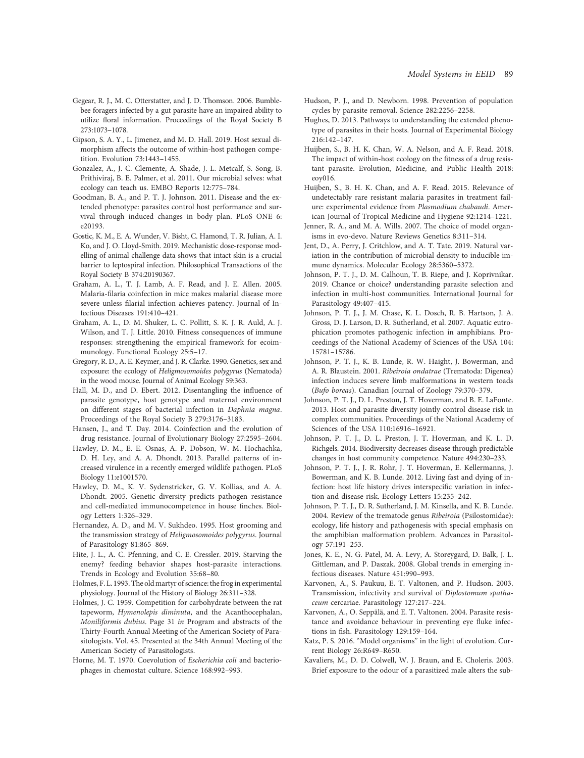Gegear, R. J., M. C. Otterstatter, and J. D. Thomson. 2006. Bumblebee foragers infected by a gut parasite have an impaired ability to utilize floral information. Proceedings of the Royal Society B 273:1073–1078.

Gipson, S. A. Y., L. Jimenez, and M. D. Hall. 2019. Host sexual dimorphism affects the outcome of within-host pathogen competition. Evolution 73:1443–1455.

Gonzalez, A., J. C. Clemente, A. Shade, J. L. Metcalf, S. Song, B. Prithiviraj, B. E. Palmer, et al. 2011. Our microbial selves: what ecology can teach us. EMBO Reports 12:775–784.

Goodman, B. A., and P. T. J. Johnson. 2011. Disease and the extended phenotype: parasites control host performance and survival through induced changes in body plan. PLoS ONE 6: e20193.

Gostic, K. M., E. A. Wunder, V. Bisht, C. Hamond, T. R. Julian, A. I. Ko, and J. O. Lloyd-Smith. 2019. Mechanistic dose-response modelling of animal challenge data shows that intact skin is a crucial barrier to leptospiral infection. Philosophical Transactions of the Royal Society B 374:20190367.

Graham, A. L., T. J. Lamb, A. F. Read, and J. E. Allen. 2005. Malaria-filaria coinfection in mice makes malarial disease more severe unless filarial infection achieves patency. Journal of Infectious Diseases 191:410–421.

Graham, A. L., D. M. Shuker, L. C. Pollitt, S. K. J. R. Auld, A. J. Wilson, and T. J. Little. 2010. Fitness consequences of immune responses: strengthening the empirical framework for ecoimmunology. Functional Ecology 25:5–17.

Gregory, R. D., A. E. Keymer, and J. R. Clarke. 1990. Genetics, sex and exposure: the ecology of *Heligmosomoides polygyrus* (Nematoda) in the wood mouse. Journal of Animal Ecology 59:363.

Hall, M. D., and D. Ebert. 2012. Disentangling the influence of parasite genotype, host genotype and maternal environment on different stages of bacterial infection in *Daphnia magna*. Proceedings of the Royal Society B 279:3176–3183.

Hansen, J., and T. Day. 2014. Coinfection and the evolution of drug resistance. Journal of Evolutionary Biology 27:2595–2604.

Hawley, D. M., E. E. Osnas, A. P. Dobson, W. M. Hochachka, D. H. Ley, and A. A. Dhondt. 2013. Parallel patterns of increased virulence in a recently emerged wildlife pathogen. PLoS Biology 11:e1001570.

Hawley, D. M., K. V. Sydenstricker, G. V. Kollias, and A. A. Dhondt. 2005. Genetic diversity predicts pathogen resistance and cell-mediated immunocompetence in house finches. Biology Letters 1:326–329.

Hernandez, A. D., and M. V. Sukhdeo. 1995. Host grooming and the transmission strategy of *Heligmosomoides polygyrus*. Journal of Parasitology 81:865–869.

Hite, J. L., A. C. Pfenning, and C. E. Cressler. 2019. Starving the enemy? feeding behavior shapes host-parasite interactions. Trends in Ecology and Evolution 35:68–80.

Holmes, F. L. 1993. The old martyr of science: the frog in experimental physiology. Journal of the History of Biology 26:311–328.

Holmes, J. C. 1959. Competition for carbohydrate between the rat tapeworm, *Hymenolepis diminuta*, and the Acanthocephalan, *Moniliformis dubius*. Page 31 *in* Program and abstracts of the Thirty-Fourth Annual Meeting of the American Society of Parasitologists. Vol. 45. Presented at the 34th Annual Meeting of the American Society of Parasitologists.

Horne, M. T. 1970. Coevolution of *Escherichia coli* and bacteriophages in chemostat culture. Science 168:992–993.

Hudson, P. J., and D. Newborn. 1998. Prevention of population cycles by parasite removal. Science 282:2256–2258.

Hughes, D. 2013. Pathways to understanding the extended phenotype of parasites in their hosts. Journal of Experimental Biology 216:142–147.

Huijben, S., B. H. K. Chan, W. A. Nelson, and A. F. Read. 2018. The impact of within-host ecology on the fitness of a drug resistant parasite. Evolution, Medicine, and Public Health 2018: eoy016.

Huijben, S., B. H. K. Chan, and A. F. Read. 2015. Relevance of undetectably rare resistant malaria parasites in treatment failure: experimental evidence from *Plasmodium chabaudi*. American Journal of Tropical Medicine and Hygiene 92:1214–1221.

Jenner, R. A., and M. A. Wills. 2007. The choice of model organisms in evo-devo. Nature Reviews Genetics 8:311–314.

Jent, D., A. Perry, J. Critchlow, and A. T. Tate. 2019. Natural variation in the contribution of microbial density to inducible immune dynamics. Molecular Ecology 28:5360–5372.

Johnson, P. T. J., D. M. Calhoun, T. B. Riepe, and J. Koprivnikar. 2019. Chance or choice? understanding parasite selection and infection in multi-host communities. International Journal for Parasitology 49:407–415.

Johnson, P. T. J., J. M. Chase, K. L. Dosch, R. B. Hartson, J. A. Gross, D. J. Larson, D. R. Sutherland, et al. 2007. Aquatic eutrophication promotes pathogenic infection in amphibians. Proceedings of the National Academy of Sciences of the USA 104: 15781–15786.

Johnson, P. T. J., K. B. Lunde, R. W. Haight, J. Bowerman, and A. R. Blaustein. 2001. *Ribeiroia ondatrae* (Trematoda: Digenea) infection induces severe limb malformations in western toads (*Bufo boreas*). Canadian Journal of Zoology 79:370–379.

Johnson, P. T. J., D. L. Preston, J. T. Hoverman, and B. E. LaFonte. 2013. Host and parasite diversity jointly control disease risk in complex communities. Proceedings of the National Academy of Sciences of the USA 110:16916–16921.

Johnson, P. T. J., D. L. Preston, J. T. Hoverman, and K. L. D. Richgels. 2014. Biodiversity decreases disease through predictable changes in host community competence. Nature 494:230–233.

Johnson, P. T. J., J. R. Rohr, J. T. Hoverman, E. Kellermanns, J. Bowerman, and K. B. Lunde. 2012. Living fast and dying of infection: host life history drives interspecific variation in infection and disease risk. Ecology Letters 15:235–242.

Johnson, P. T. J., D. R. Sutherland, J. M. Kinsella, and K. B. Lunde. 2004. Review of the trematode genus *Ribeiroia* (Psilostomidae): ecology, life history and pathogenesis with special emphasis on the amphibian malformation problem. Advances in Parasitology 57:191–253.

Jones, K. E., N. G. Patel, M. A. Levy, A. Storeygard, D. Balk, J. L. Gittleman, and P. Daszak. 2008. Global trends in emerging infectious diseases. Nature 451:990–993.

Karvonen, A., S. Paukku, E. T. Valtonen, and P. Hudson. 2003. Transmission, infectivity and survival of *Diplostomum spathaceum* cercariae. Parasitology 127:217–224.

Karvonen, A., O. Seppälä, and E. T. Valtonen. 2004. Parasite resistance and avoidance behaviour in preventing eye fluke infections in fish. Parasitology 129:159–164.

Katz, P. S. 2016. "Model organisms" in the light of evolution. Current Biology 26:R649–R650.

Kavaliers, M., D. D. Colwell, W. J. Braun, and E. Choleris. 2003. Brief exposure to the odour of a parasitized male alters the sub-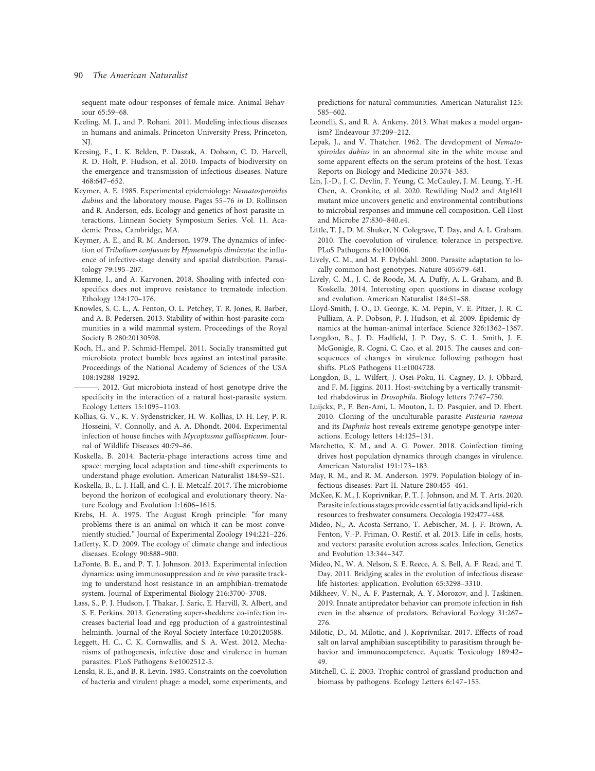sequent mate odour responses of female mice. Animal Behaviour 65:59–68.

Keeling, M. J., and P. Rohani. 2011. Modeling infectious diseases in humans and animals. Princeton University Press, Princeton, NJ.

Keesing, F., L. K. Belden, P. Daszak, A. Dobson, C. D. Harvell, R. D. Holt, P. Hudson, et al. 2010. Impacts of biodiversity on the emergence and transmission of infectious diseases. Nature 468:647–652.

Keymer, A. E. 1985. Experimental epidemiology: *Nematosporoides dubius* and the laboratory mouse. Pages 55–76 *in* D. Rollinson and R. Anderson, eds. Ecology and genetics of host-parasite interactions. Linnean Society Symposium Series. Vol. 11. Academic Press, Cambridge, MA.

Keymer, A. E., and R. M. Anderson. 1979. The dynamics of infection of *Tribolium confusum* by *Hymenolepis diminuta*: the influence of infective-stage density and spatial distribution. Parasitology 79:195–207.

Klemme, I., and A. Karvonen. 2018. Shoaling with infected conspecifics does not improve resistance to trematode infection. Ethology 124:170–176.

Knowles, S. C. L., A. Fenton, O. L. Petchey, T. R. Jones, R. Barber, and A. B. Pedersen. 2013. Stability of within-host-parasite communities in a wild mammal system. Proceedings of the Royal Society B 280:20130598.

Koch, H., and P. Schmid-Hempel. 2011. Socially transmitted gut microbiota protect bumble bees against an intestinal parasite. Proceedings of the National Academy of Sciences of the USA 108:19288–19292.

———. 2012. Gut microbiota instead of host genotype drive the specificity in the interaction of a natural host-parasite system. Ecology Letters 15:1095–1103.

Kollias, G. V., K. V. Sydenstricker, H. W. Kollias, D. H. Ley, P. R. Hosseini, V. Connolly, and A. A. Dhondt. 2004. Experimental infection of house finches with *Mycoplasma gallisepticum*. Journal of Wildlife Diseases 40:79–86.

Koskella, B. 2014. Bacteria-phage interactions across time and space: merging local adaptation and time-shift experiments to understand phage evolution. American Naturalist 184:S9–S21.

Koskella, B., L. J. Hall, and C. J. E. Metcalf. 2017. The microbiome beyond the horizon of ecological and evolutionary theory. Nature Ecology and Evolution 1:1606–1615.

Krebs, H. A. 1975. The August Krogh principle: "for many problems there is an animal on which it can be most conveniently studied." Journal of Experimental Zoology 194:221–226.

Lafferty, K. D. 2009. The ecology of climate change and infectious diseases. Ecology 90:888–900.

LaFonte, B. E., and P. T. J. Johnson. 2013. Experimental infection dynamics: using immunosuppression and *in vivo* parasite tracking to understand host resistance in an amphibian-trematode system. Journal of Experimental Biology 216:3700–3708.

Lass, S., P. J. Hudson, J. Thakar, J. Saric, E. Harvill, R. Albert, and S. E. Perkins. 2013. Generating super-shedders: co-infection increases bacterial load and egg production of a gastrointestinal helminth. Journal of the Royal Society Interface 10:20120588.

Leggett, H. C., C. K. Cornwallis, and S. A. West. 2012. Mechanisms of pathogenesis, infective dose and virulence in human parasites. PLoS Pathogens 8:e1002512-5.

Lenski, R. E., and B. R. Levin. 1985. Constraints on the coevolution of bacteria and virulent phage: a model, some experiments, and predictions for natural communities. American Naturalist 125: 585–602.

Leonelli, S., and R. A. Ankeny. 2013. What makes a model organism? Endeavour 37:209–212.

Lepak, J., and V. Thatcher. 1962. The development of *Nematospiroides dubius* in an abnormal site in the white mouse and some apparent effects on the serum proteins of the host. Texas Reports on Biology and Medicine 20:374–383.

Lin, J.-D., J. C. Devlin, F. Yeung, C. McCauley, J. M. Leung, Y.-H. Chen, A. Cronkite, et al. 2020. Rewilding Nod2 and Atg16l1 mutant mice uncovers genetic and environmental contributions to microbial responses and immune cell composition. Cell Host and Microbe 27:830–840.e4.

Little, T. J., D. M. Shuker, N. Colegrave, T. Day, and A. L. Graham. 2010. The coevolution of virulence: tolerance in perspective. PLoS Pathogens 6:e1001006.

Lively, C. M., and M. F. Dybdahl. 2000. Parasite adaptation to locally common host genotypes. Nature 405:679–681.

Lively, C. M., J. C. de Roode, M. A. Duffy, A. L. Graham, and B. Koskella. 2014. Interesting open questions in disease ecology and evolution. American Naturalist 184:S1–S8.

Lloyd-Smith, J. O., D. George, K. M. Pepin, V. E. Pitzer, J. R. C. Pulliam, A. P. Dobson, P. J. Hudson, et al. 2009. Epidemic dynamics at the human-animal interface. Science 326:1362–1367.

Longdon, B., J. D. Hadfield, J. P. Day, S. C. L. Smith, J. E. McGonigle, R. Cogni, C. Cao, et al. 2015. The causes and consequences of changes in virulence following pathogen host shifts. PLoS Pathogens 11:e1004728.

Longdon, B., L. Wilfert, J. Osei-Poku, H. Cagney, D. J. Obbard, and F. M. Jiggins. 2011. Host-switching by a vertically transmitted rhabdovirus in *Drosophila*. Biology letters 7:747–750.

Luijckx, P., F. Ben-Ami, L. Mouton, L. D. Pasquier, and D. Ebert. 2010. Cloning of the unculturable parasite *Pasteuria ramosa* and its *Daphnia* host reveals extreme genotype-genotype interactions. Ecology letters 14:125–131.

Marchetto, K. M., and A. G. Power. 2018. Coinfection timing drives host population dynamics through changes in virulence. American Naturalist 191:173–183.

May, R. M., and R. M. Anderson. 1979. Population biology of infectious diseases: Part II. Nature 280:455–461.

McKee, K. M., J. Koprivnikar, P. T. J. Johnson, and M. T. Arts. 2020. Parasite infectious stages provide essential fatty acids and lipid-rich resources to freshwater consumers. Oecologia 192:477–488.

Mideo, N., A. Acosta-Serrano, T. Aebischer, M. J. F. Brown, A. Fenton, V.-P. Friman, O. Restif, et al. 2013. Life in cells, hosts, and vectors: parasite evolution across scales. Infection, Genetics and Evolution 13:344–347.

Mideo, N., W. A. Nelson, S. E. Reece, A. S. Bell, A. F. Read, and T. Day. 2011. Bridging scales in the evolution of infectious disease life histories: application. Evolution 65:3298–3310.

Mikheev, V. N., A. F. Pasternak, A. Y. Morozov, and J. Taskinen. 2019. Innate antipredator behavior can promote infection in fish even in the absence of predators. Behavioral Ecology 31:267–276.

Milotic, D., M. Milotic, and J. Koprivnikar. 2017. Effects of road salt on larval amphibian susceptibility to parasitism through behavior and immunocompetence. Aquatic Toxicology 189:42–49.

Mitchell, C. E. 2003. Trophic control of grassland production and biomass by pathogens. Ecology Letters 6:147–155.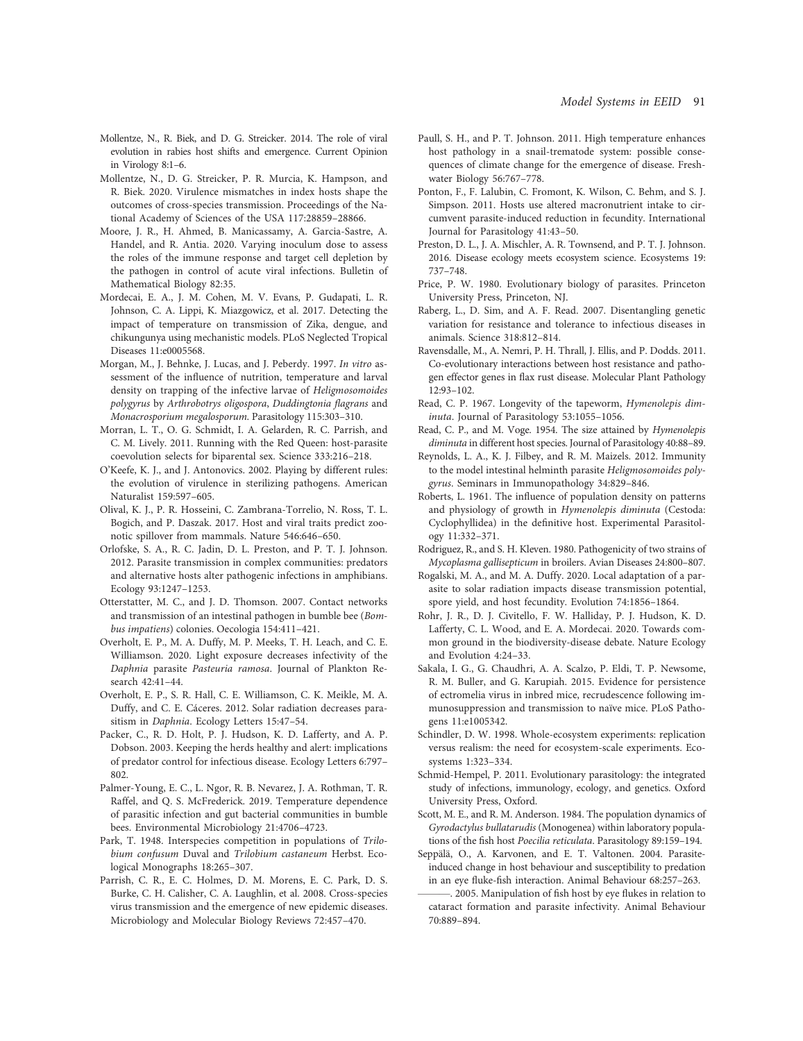Mollentze, N., R. Biek, and D. G. Streicker. 2014. The role of viral evolution in rabies host shifts and emergence. Current Opinion in Virology 8:1–6.

Mollentze, N., D. G. Streicker, P. R. Murcia, K. Hampson, and R. Biek. 2020. Virulence mismatches in index hosts shape the outcomes of cross-species transmission. Proceedings of the National Academy of Sciences of the USA 117:28859–28866.

Moore, J. R., H. Ahmed, B. Manicassamy, A. Garcia-Sastre, A. Handel, and R. Antia. 2020. Varying inoculum dose to assess the roles of the immune response and target cell depletion by the pathogen in control of acute viral infections. Bulletin of Mathematical Biology 82:35.

Mordecai, E. A., J. M. Cohen, M. V. Evans, P. Gudapati, L. R. Johnson, C. A. Lippi, K. Miazgowicz, et al. 2017. Detecting the impact of temperature on transmission of Zika, dengue, and chikungunya using mechanistic models. PLoS Neglected Tropical Diseases 11:e0005568.

Morgan, M., J. Behnke, J. Lucas, and J. Peberdy. 1997. *In vitro* assessment of the influence of nutrition, temperature and larval density on trapping of the infective larvae of *Heligmosomoides polygyrus* by *Arthrobotrys oligospora*, *Duddingtonia flagrans* and *Monacrosporium megalosporum*. Parasitology 115:303–310.

Morran, L. T., O. G. Schmidt, I. A. Gelarden, R. C. Parrish, and C. M. Lively. 2011. Running with the Red Queen: host-parasite coevolution selects for biparental sex. Science 333:216–218.

O'Keefe, K. J., and J. Antonovics. 2002. Playing by different rules: the evolution of virulence in sterilizing pathogens. American Naturalist 159:597–605.

Olival, K. J., P. R. Hosseini, C. Zambrana-Torrelio, N. Ross, T. L. Bogich, and P. Daszak. 2017. Host and viral traits predict zoonotic spillover from mammals. Nature 546:646–650.

Orlofske, S. A., R. C. Jadin, D. L. Preston, and P. T. J. Johnson. 2012. Parasite transmission in complex communities: predators and alternative hosts alter pathogenic infections in amphibians. Ecology 93:1247–1253.

Otterstatter, M. C., and J. D. Thomson. 2007. Contact networks and transmission of an intestinal pathogen in bumble bee (*Bombus impatiens*) colonies. Oecologia 154:411–421.

Overholt, E. P., M. A. Duffy, M. P. Meeks, T. H. Leach, and C. E. Williamson. 2020. Light exposure decreases infectivity of the *Daphnia* parasite *Pasteuria ramosa*. Journal of Plankton Research 42:41–44.

Overholt, E. P., S. R. Hall, C. E. Williamson, C. K. Meikle, M. A. Duffy, and C. E. Cáceres. 2012. Solar radiation decreases parasitism in *Daphnia*. Ecology Letters 15:47–54.

Packer, C., R. D. Holt, P. J. Hudson, K. D. Lafferty, and A. P. Dobson. 2003. Keeping the herds healthy and alert: implications of predator control for infectious disease. Ecology Letters 6:797–802.

Palmer-Young, E. C., L. Ngor, R. B. Nevarez, J. A. Rothman, T. R. Raffel, and Q. S. McFrederick. 2019. Temperature dependence of parasitic infection and gut bacterial communities in bumble bees. Environmental Microbiology 21:4706–4723.

Park, T. 1948. Interspecies competition in populations of *Trilobium confusum* Duval and *Trilobium castaneum* Herbst. Ecological Monographs 18:265–307.

Parrish, C. R., E. C. Holmes, D. M. Morens, E. C. Park, D. S. Burke, C. H. Calisher, C. A. Laughlin, et al. 2008. Cross-species virus transmission and the emergence of new epidemic diseases. Microbiology and Molecular Biology Reviews 72:457–470.

Paull, S. H., and P. T. Johnson. 2011. High temperature enhances host pathology in a snail-trematode system: possible consequences of climate change for the emergence of disease. Freshwater Biology 56:767–778.

Ponton, F., F. Lalubin, C. Fromont, K. Wilson, C. Behm, and S. J. Simpson. 2011. Hosts use altered macronutrient intake to circumvent parasite-induced reduction in fecundity. International Journal for Parasitology 41:43–50.

Preston, D. L., J. A. Mischler, A. R. Townsend, and P. T. J. Johnson. 2016. Disease ecology meets ecosystem science. Ecosystems 19:737–748.

Price, P. W. 1980. Evolutionary biology of parasites. Princeton University Press, Princeton, NJ.

Raberg, L., D. Sim, and A. F. Read. 2007. Disentangling genetic variation for resistance and tolerance to infectious diseases in animals. Science 318:812–814.

Ravensdalle, M., A. Nemri, P. H. Thrall, J. Ellis, and P. Dodds. 2011. Co-evolutionary interactions between host resistance and pathogen effector genes in flax rust disease. Molecular Plant Pathology 12:93–102.

Read, C. P. 1967. Longevity of the tapeworm, *Hymenolepis diminuta*. Journal of Parasitology 53:1055–1056.

Read, C. P., and M. Voge. 1954. The size attained by *Hymenolepis diminuta* in different host species. Journal of Parasitology 40:88–89.

Reynolds, L. A., K. J. Filbey, and R. M. Maizels. 2012. Immunity to the model intestinal helminth parasite *Heligmosomoides polygyrus*. Seminars in Immunopathology 34:829–846.

Roberts, L. 1961. The influence of population density on patterns and physiology of growth in *Hymenolepis diminuta* (Cestoda: Cyclophyllidea) in the definitive host. Experimental Parasitology 11:332–371.

Rodriguez, R., and S. H. Kleven. 1980. Pathogenicity of two strains of *Mycoplasma gallisepticum* in broilers. Avian Diseases 24:800–807.

Rogalski, M. A., and M. A. Duffy. 2020. Local adaptation of a parasite to solar radiation impacts disease transmission potential, spore yield, and host fecundity. Evolution 74:1856–1864.

Rohr, J. R., D. J. Civitello, F. W. Halliday, P. J. Hudson, K. D. Lafferty, C. L. Wood, and E. A. Mordecai. 2020. Towards common ground in the biodiversity-disease debate. Nature Ecology and Evolution 4:24–33.

Sakala, I. G., G. Chaudhri, A. A. Scalzo, P. Eldi, T. P. Newsome, R. M. Buller, and G. Karupiah. 2015. Evidence for persistence of ectromelia virus in inbred mice, recrudescence following immunosuppression and transmission to naïve mice. PLoS Pathogens 11:e1005342.

Schindler, D. W. 1998. Whole-ecosystem experiments: replication versus realism: the need for ecosystem-scale experiments. Ecosystems 1:323–334.

Schmid-Hempel, P. 2011. Evolutionary parasitology: the integrated study of infections, immunology, ecology, and genetics. Oxford University Press, Oxford.

Scott, M. E., and R. M. Anderson. 1984. The population dynamics of *Gyrodactylus bullatarudis* (Monogenea) within laboratory populations of the fish host *Poecilia reticulata*. Parasitology 89:159–194.

Seppälä, O., A. Karvonen, and E. T. Valtonen. 2004. Parasite-induced change in host behaviour and susceptibility to predation in an eye fluke-fish interaction. Animal Behaviour 68:257–263.

———. 2005. Manipulation of fish host by eye flukes in relation to cataract formation and parasite infectivity. Animal Behaviour 70:889–894.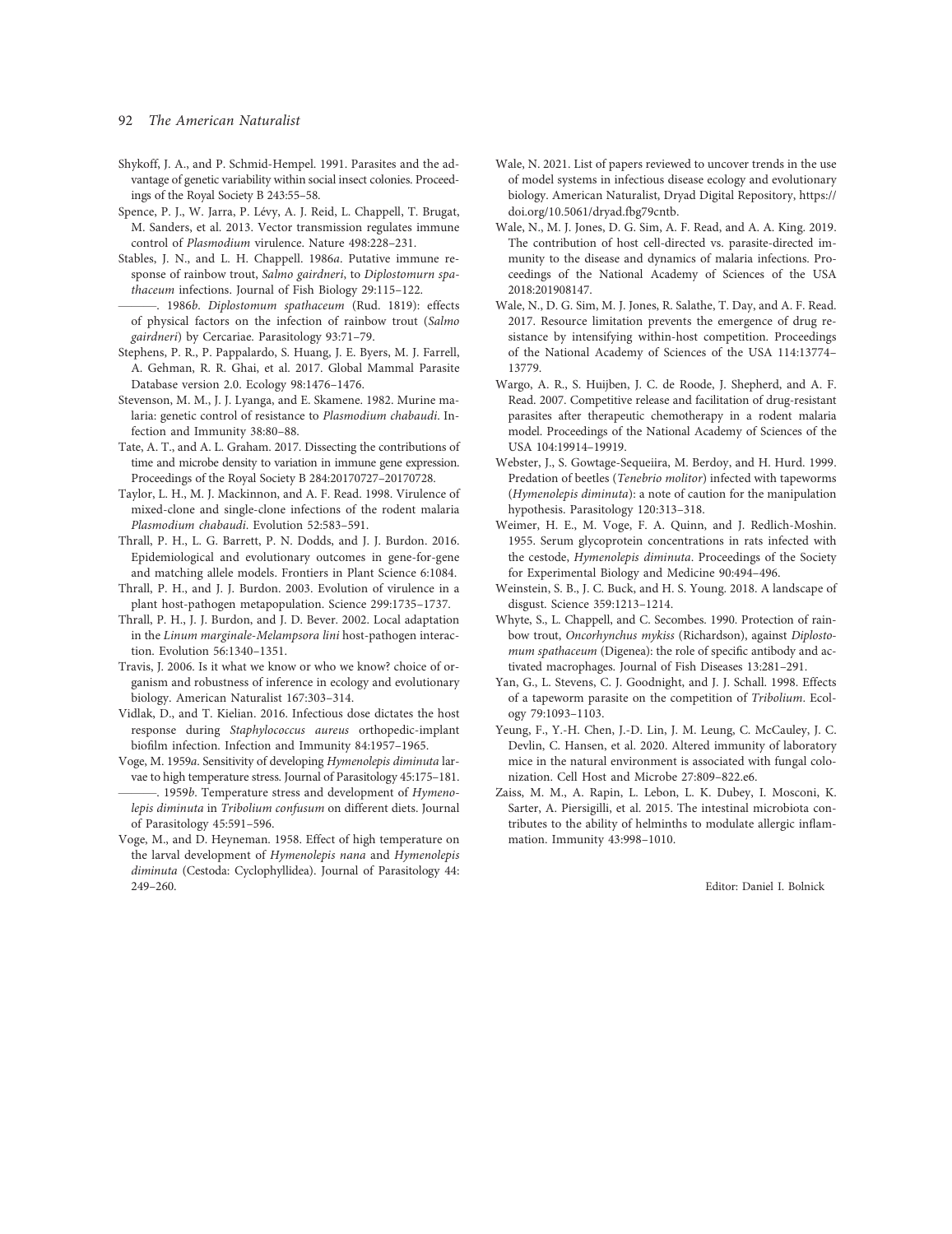Shykoff, J. A., and P. Schmid-Hempel. 1991. Parasites and the advantage of genetic variability within social insect colonies. Proceedings of the Royal Society B 243:55–58.

Spence, P. J., W. Jarra, P. Lévy, A. J. Reid, L. Chappell, T. Brugat, M. Sanders, et al. 2013. Vector transmission regulates immune control of *Plasmodium* virulence. Nature 498:228–231.

Stables, J. N., and L. H. Chappell. 1986*a*. Putative immune response of rainbow trout, *Salmo gairdneri*, to *Diplostomurn spathaceum* infections. Journal of Fish Biology 29:115–122.

———. 1986*b*. *Diplostomum spathaceum* (Rud. 1819): effects of physical factors on the infection of rainbow trout (*Salmo gairdneri*) by Cercariae. Parasitology 93:71–79.

Stephens, P. R., P. Pappalardo, S. Huang, J. E. Byers, M. J. Farrell, A. Gehman, R. R. Ghai, et al. 2017. Global Mammal Parasite Database version 2.0. Ecology 98:1476–1476.

Stevenson, M. M., J. J. Lyanga, and E. Skamene. 1982. Murine malaria: genetic control of resistance to *Plasmodium chabaudi*. Infection and Immunity 38:80–88.

Tate, A. T., and A. L. Graham. 2017. Dissecting the contributions of time and microbe density to variation in immune gene expression. Proceedings of the Royal Society B 284:20170727–20170728.

Taylor, L. H., M. J. Mackinnon, and A. F. Read. 1998. Virulence of mixed-clone and single-clone infections of the rodent malaria *Plasmodium chabaudi*. Evolution 52:583–591.

Thrall, P. H., L. G. Barrett, P. N. Dodds, and J. J. Burdon. 2016. Epidemiological and evolutionary outcomes in gene-for-gene and matching allele models. Frontiers in Plant Science 6:1084.

Thrall, P. H., and J. J. Burdon. 2003. Evolution of virulence in a plant host-pathogen metapopulation. Science 299:1735–1737.

Thrall, P. H., J. J. Burdon, and J. D. Bever. 2002. Local adaptation in the *Linum marginale-Melampsora lini* host-pathogen interaction. Evolution 56:1340–1351.

Travis, J. 2006. Is it what we know or who we know? choice of organism and robustness of inference in ecology and evolutionary biology. American Naturalist 167:303–314.

Vidlak, D., and T. Kielian. 2016. Infectious dose dictates the host response during *Staphylococcus aureus* orthopedic-implant biofilm infection. Infection and Immunity 84:1957–1965.

Voge, M. 1959*a*. Sensitivity of developing *Hymenolepis diminuta* larvae to high temperature stress. Journal of Parasitology 45:175–181.

———. 1959*b*. Temperature stress and development of *Hymenolepis diminuta* in *Tribolium confusum* on different diets. Journal of Parasitology 45:591–596.

Voge, M., and D. Heyneman. 1958. Effect of high temperature on the larval development of *Hymenolepis nana* and *Hymenolepis diminuta* (Cestoda: Cyclophyllidea). Journal of Parasitology 44: 249–260.

Wale, N. 2021. List of papers reviewed to uncover trends in the use of model systems in infectious disease ecology and evolutionary biology. American Naturalist, Dryad Digital Repository, https://doi.org/10.5061/dryad.fbg79cntb.

Wale, N., M. J. Jones, D. G. Sim, A. F. Read, and A. A. King. 2019. The contribution of host cell-directed vs. parasite-directed immunity to the disease and dynamics of malaria infections. Proceedings of the National Academy of Sciences of the USA 2018:201908147.

Wale, N., D. G. Sim, M. J. Jones, R. Salathe, T. Day, and A. F. Read. 2017. Resource limitation prevents the emergence of drug resistance by intensifying within-host competition. Proceedings of the National Academy of Sciences of the USA 114:13774–13779.

Wargo, A. R., S. Huijben, J. C. de Roode, J. Shepherd, and A. F. Read. 2007. Competitive release and facilitation of drug-resistant parasites after therapeutic chemotherapy in a rodent malaria model. Proceedings of the National Academy of Sciences of the USA 104:19914–19919.

Webster, J., S. Gowtage-Sequeiira, M. Berdoy, and H. Hurd. 1999. Predation of beetles (*Tenebrio molitor*) infected with tapeworms (*Hymenolepis diminuta*): a note of caution for the manipulation hypothesis. Parasitology 120:313–318.

Weimer, H. E., M. Voge, F. A. Quinn, and J. Redlich-Moshin. 1955. Serum glycoprotein concentrations in rats infected with the cestode, *Hymenolepis diminuta*. Proceedings of the Society for Experimental Biology and Medicine 90:494–496.

Weinstein, S. B., J. C. Buck, and H. S. Young. 2018. A landscape of disgust. Science 359:1213–1214.

Whyte, S., L. Chappell, and C. Secombes. 1990. Protection of rainbow trout, *Oncorhynchus mykiss* (Richardson), against *Diplostomum spathaceum* (Digenea): the role of specific antibody and activated macrophages. Journal of Fish Diseases 13:281–291.

Yan, G., L. Stevens, C. J. Goodnight, and J. J. Schall. 1998. Effects of a tapeworm parasite on the competition of *Tribolium*. Ecology 79:1093–1103.

Yeung, F., Y.-H. Chen, J.-D. Lin, J. M. Leung, C. McCauley, J. C. Devlin, C. Hansen, et al. 2020. Altered immunity of laboratory mice in the natural environment is associated with fungal colonization. Cell Host and Microbe 27:809–822.e6.

Zaiss, M. M., A. Rapin, L. Lebon, L. K. Dubey, I. Mosconi, K. Sarter, A. Piersigilli, et al. 2015. The intestinal microbiota contributes to the ability of helminths to modulate allergic inflammation. Immunity 43:998–1010.

Editor: Daniel I. Bolnick